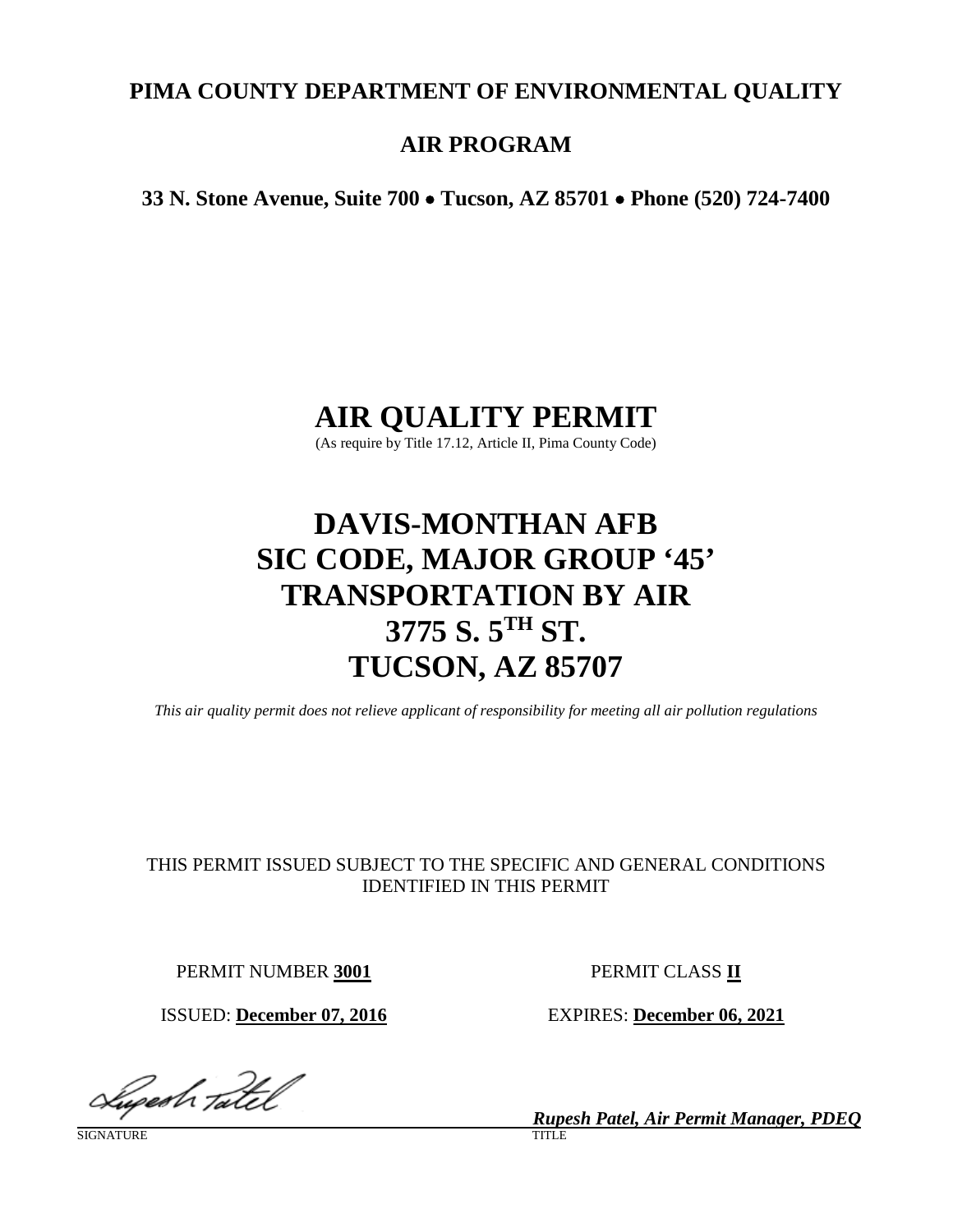**PIMA COUNTY DEPARTMENT OF ENVIRONMENTAL QUALITY**

**AIR PROGRAM**

**33 N. Stone Avenue, Suite 700 • Tucson, AZ 85701 • Phone (520) 724-7400**

# AIR QUALITY PERMIT

(As require by Title 17.12, Article II, Pima County Code)

# DAVIS-MONTHAN AFB
# SIC CODE, MAJOR GROUP '45'
# TRANSPORTATION BY AIR
# 3775 S. 5TH ST.
# TUCSON, AZ 85707

*This air quality permit does not relieve applicant of responsibility for meeting all air pollution regulations*

THIS PERMIT ISSUED SUBJECT TO THE SPECIFIC AND GENERAL CONDITIONS IDENTIFIED IN THIS PERMIT

PERMIT NUMBER **3001**

PERMIT CLASS **II**

ISSUED: **December 07, 2016**

EXPIRES: **December 06, 2021**

SIGNATURE

***Rupesh Patel, Air Permit Manager, PDEQ***

TITLE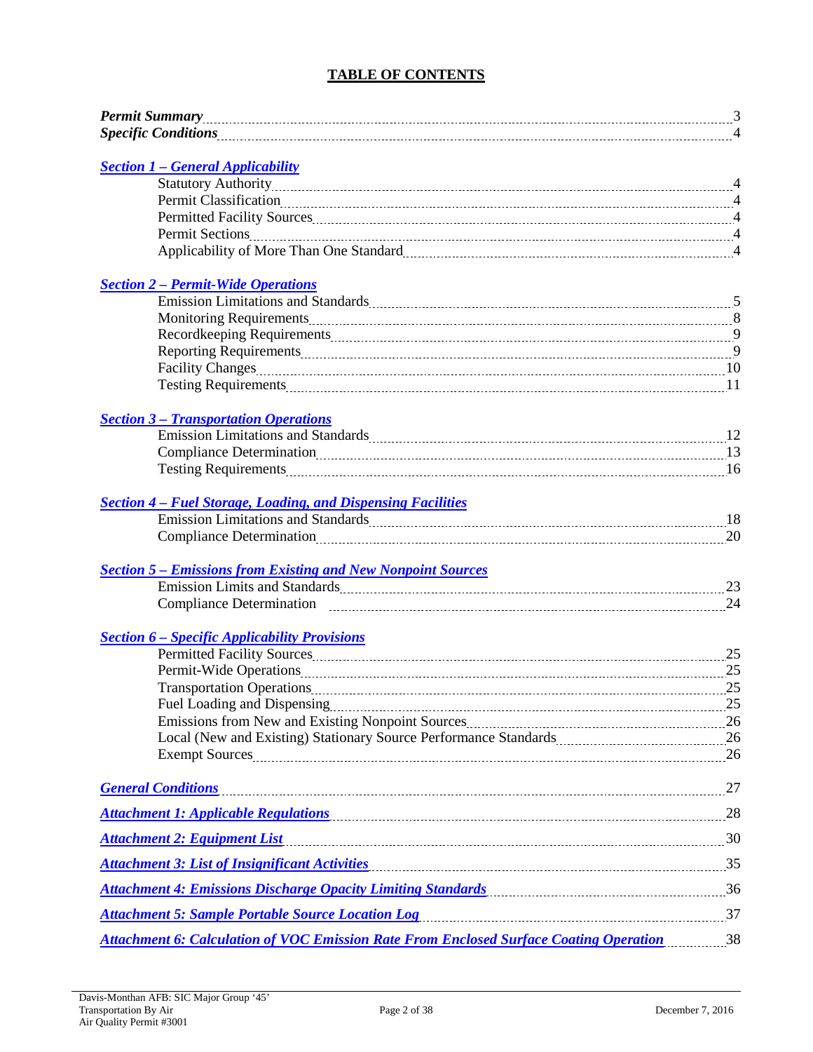# TABLE OF CONTENTS

***Permit Summary*** ..... 3
***Specific Conditions*** ..... 4

***Section 1 – General Applicability***
- Statutory Authority ..... 4
- Permit Classification ..... 4
- Permitted Facility Sources ..... 4
- Permit Sections ..... 4
- Applicability of More Than One Standard ..... 4

***Section 2 – Permit-Wide Operations***
- Emission Limitations and Standards ..... 5
- Monitoring Requirements ..... 8
- Recordkeeping Requirements ..... 9
- Reporting Requirements ..... 9
- Facility Changes ..... 10
- Testing Requirements ..... 11

***Section 3 – Transportation Operations***
- Emission Limitations and Standards ..... 12
- Compliance Determination ..... 13
- Testing Requirements ..... 16

***Section 4 – Fuel Storage, Loading, and Dispensing Facilities***
- Emission Limitations and Standards ..... 18
- Compliance Determination ..... 20

***Section 5 – Emissions from Existing and New Nonpoint Sources***
- Emission Limits and Standards ..... 23
- Compliance Determination ..... 24

***Section 6 – Specific Applicability Provisions***
- Permitted Facility Sources ..... 25
- Permit-Wide Operations ..... 25
- Transportation Operations ..... 25
- Fuel Loading and Dispensing ..... 25
- Emissions from New and Existing Nonpoint Sources ..... 26
- Local (New and Existing) Stationary Source Performance Standards ..... 26
- Exempt Sources ..... 26

***General Conditions*** ..... 27

***Attachment 1: Applicable Regulations*** ..... 28

***Attachment 2: Equipment List*** ..... 30

***Attachment 3: List of Insignificant Activities*** ..... 35

***Attachment 4: Emissions Discharge Opacity Limiting Standards*** ..... 36

***Attachment 5: Sample Portable Source Location Log*** ..... 37

***Attachment 6: Calculation of VOC Emission Rate From Enclosed Surface Coating Operation*** ..... 38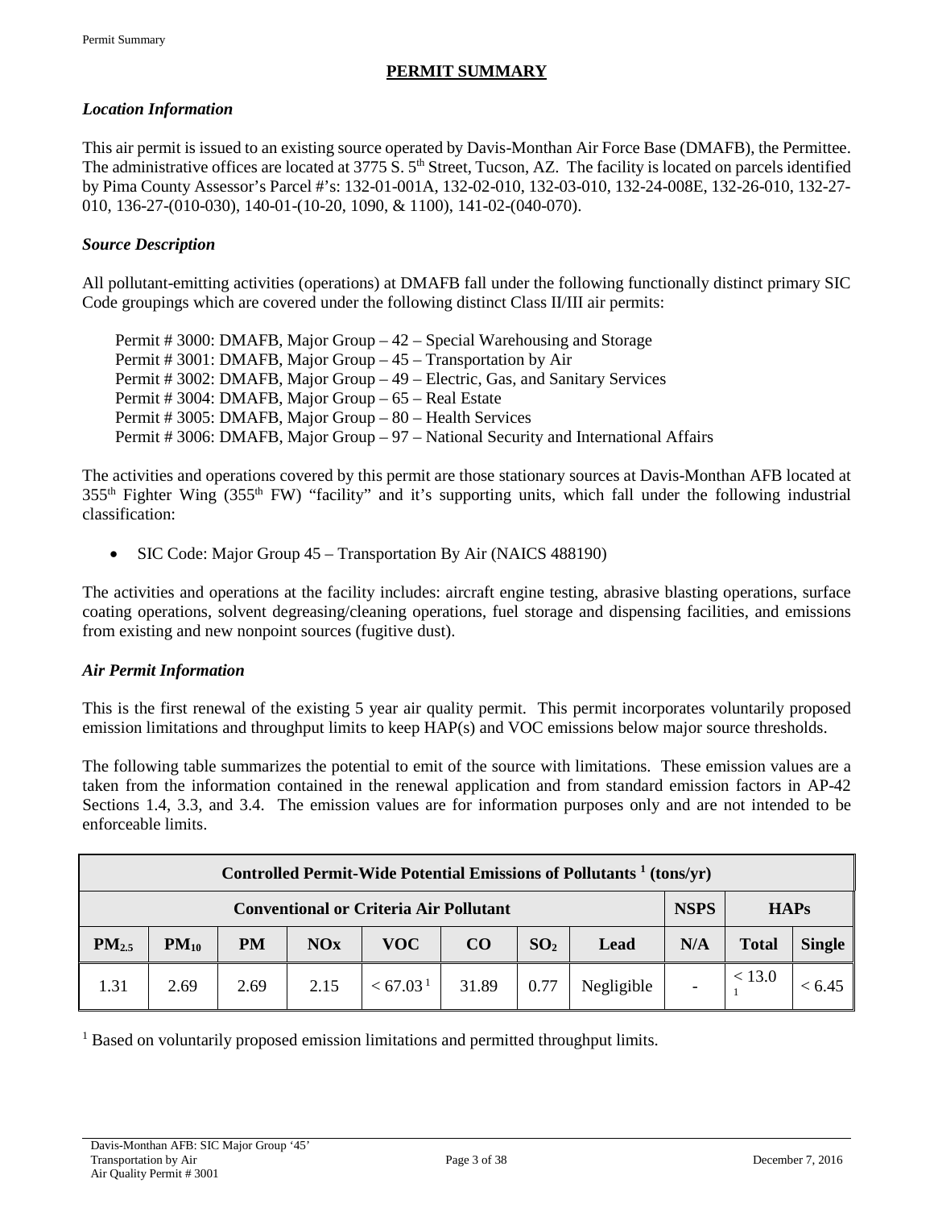# PERMIT SUMMARY

### *Location Information*

This air permit is issued to an existing source operated by Davis-Monthan Air Force Base (DMAFB), the Permittee. The administrative offices are located at 3775 S. 5th Street, Tucson, AZ. The facility is located on parcels identified by Pima County Assessor's Parcel #'s: 132-01-001A, 132-02-010, 132-03-010, 132-24-008E, 132-26-010, 132-27-010, 136-27-(010-030), 140-01-(10-20, 1090, & 1100), 141-02-(040-070).

### *Source Description*

All pollutant-emitting activities (operations) at DMAFB fall under the following functionally distinct primary SIC Code groupings which are covered under the following distinct Class II/III air permits:

Permit # 3000: DMAFB, Major Group – 42 – Special Warehousing and Storage
Permit # 3001: DMAFB, Major Group – 45 – Transportation by Air
Permit # 3002: DMAFB, Major Group – 49 – Electric, Gas, and Sanitary Services
Permit # 3004: DMAFB, Major Group – 65 – Real Estate
Permit # 3005: DMAFB, Major Group – 80 – Health Services
Permit # 3006: DMAFB, Major Group – 97 – National Security and International Affairs

The activities and operations covered by this permit are those stationary sources at Davis-Monthan AFB located at 355th Fighter Wing (355th FW) "facility" and it's supporting units, which fall under the following industrial classification:

- SIC Code: Major Group 45 – Transportation By Air (NAICS 488190)

The activities and operations at the facility includes: aircraft engine testing, abrasive blasting operations, surface coating operations, solvent degreasing/cleaning operations, fuel storage and dispensing facilities, and emissions from existing and new nonpoint sources (fugitive dust).

### *Air Permit Information*

This is the first renewal of the existing 5 year air quality permit. This permit incorporates voluntarily proposed emission limitations and throughput limits to keep HAP(s) and VOC emissions below major source thresholds.

The following table summarizes the potential to emit of the source with limitations. These emission values are a taken from the information contained in the renewal application and from standard emission factors in AP-42 Sections 1.4, 3.3, and 3.4. The emission values are for information purposes only and are not intended to be enforceable limits.

| Controlled Permit-Wide Potential Emissions of Pollutants [1] (tons/yr) | | | | | | | | | | |
|---|---|---|---|---|---|---|---|---|---|---|
| Conventional or Criteria Air Pollutant | | | | | | | | NSPS | HAPs | |
| $PM_{2.5}$ | $PM_{10}$ | PM | NOx | VOC | CO | $SO_2$ | Lead | N/A | Total | Single |
| 1.31 | 2.69 | 2.69 | 2.15 | < 67.03 [1] | 31.89 | 0.77 | Negligible | - | < 13.0 [1] | < 6.45 |

[1] Based on voluntarily proposed emission limitations and permitted throughput limits.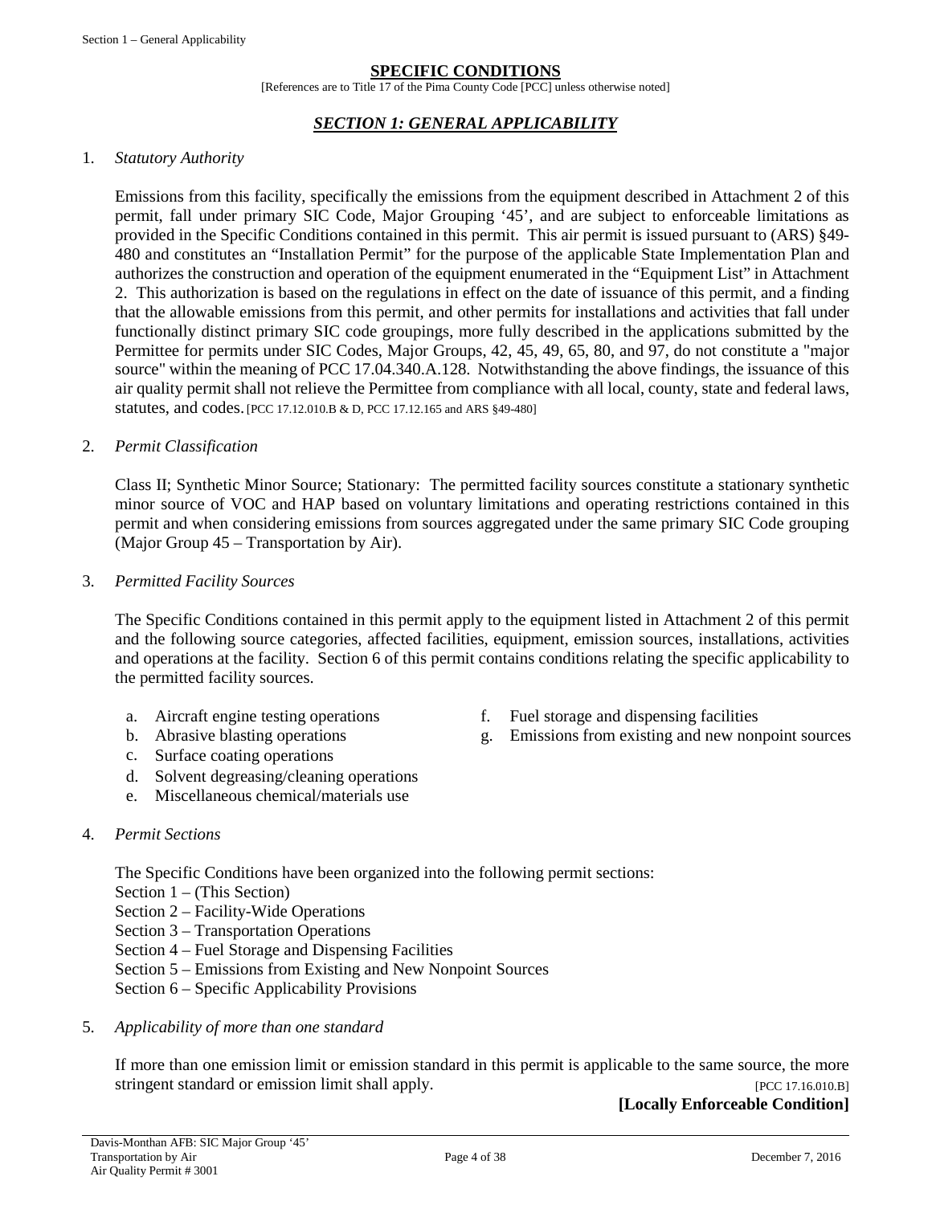## SPECIFIC CONDITIONS

[References are to Title 17 of the Pima County Code [PCC] unless otherwise noted]

### *SECTION 1: GENERAL APPLICABILITY*

1. *Statutory Authority*

   Emissions from this facility, specifically the emissions from the equipment described in Attachment 2 of this permit, fall under primary SIC Code, Major Grouping '45', and are subject to enforceable limitations as provided in the Specific Conditions contained in this permit. This air permit is issued pursuant to (ARS) §49-480 and constitutes an "Installation Permit" for the purpose of the applicable State Implementation Plan and authorizes the construction and operation of the equipment enumerated in the "Equipment List" in Attachment 2. This authorization is based on the regulations in effect on the date of issuance of this permit, and a finding that the allowable emissions from this permit, and other permits for installations and activities that fall under functionally distinct primary SIC code groupings, more fully described in the applications submitted by the Permittee for permits under SIC Codes, Major Groups, 42, 45, 49, 65, 80, and 97, do not constitute a "major source" within the meaning of PCC 17.04.340.A.128. Notwithstanding the above findings, the issuance of this air quality permit shall not relieve the Permittee from compliance with all local, county, state and federal laws, statutes, and codes. [PCC 17.12.010.B & D, PCC 17.12.165 and ARS §49-480]

2. *Permit Classification*

   Class II; Synthetic Minor Source; Stationary: The permitted facility sources constitute a stationary synthetic minor source of VOC and HAP based on voluntary limitations and operating restrictions contained in this permit and when considering emissions from sources aggregated under the same primary SIC Code grouping (Major Group 45 – Transportation by Air).

3. *Permitted Facility Sources*

   The Specific Conditions contained in this permit apply to the equipment listed in Attachment 2 of this permit and the following source categories, affected facilities, equipment, emission sources, installations, activities and operations at the facility. Section 6 of this permit contains conditions relating the specific applicability to the permitted facility sources.

   a. Aircraft engine testing operations
   b. Abrasive blasting operations
   c. Surface coating operations
   d. Solvent degreasing/cleaning operations
   e. Miscellaneous chemical/materials use
   f. Fuel storage and dispensing facilities
   g. Emissions from existing and new nonpoint sources

4. *Permit Sections*

   The Specific Conditions have been organized into the following permit sections:
   Section 1 – (This Section)
   Section 2 – Facility-Wide Operations
   Section 3 – Transportation Operations
   Section 4 – Fuel Storage and Dispensing Facilities
   Section 5 – Emissions from Existing and New Nonpoint Sources
   Section 6 – Specific Applicability Provisions

5. *Applicability of more than one standard*

   If more than one emission limit or emission standard in this permit is applicable to the same source, the more stringent standard or emission limit shall apply. [PCC 17.16.010.B]

   **[Locally Enforceable Condition]**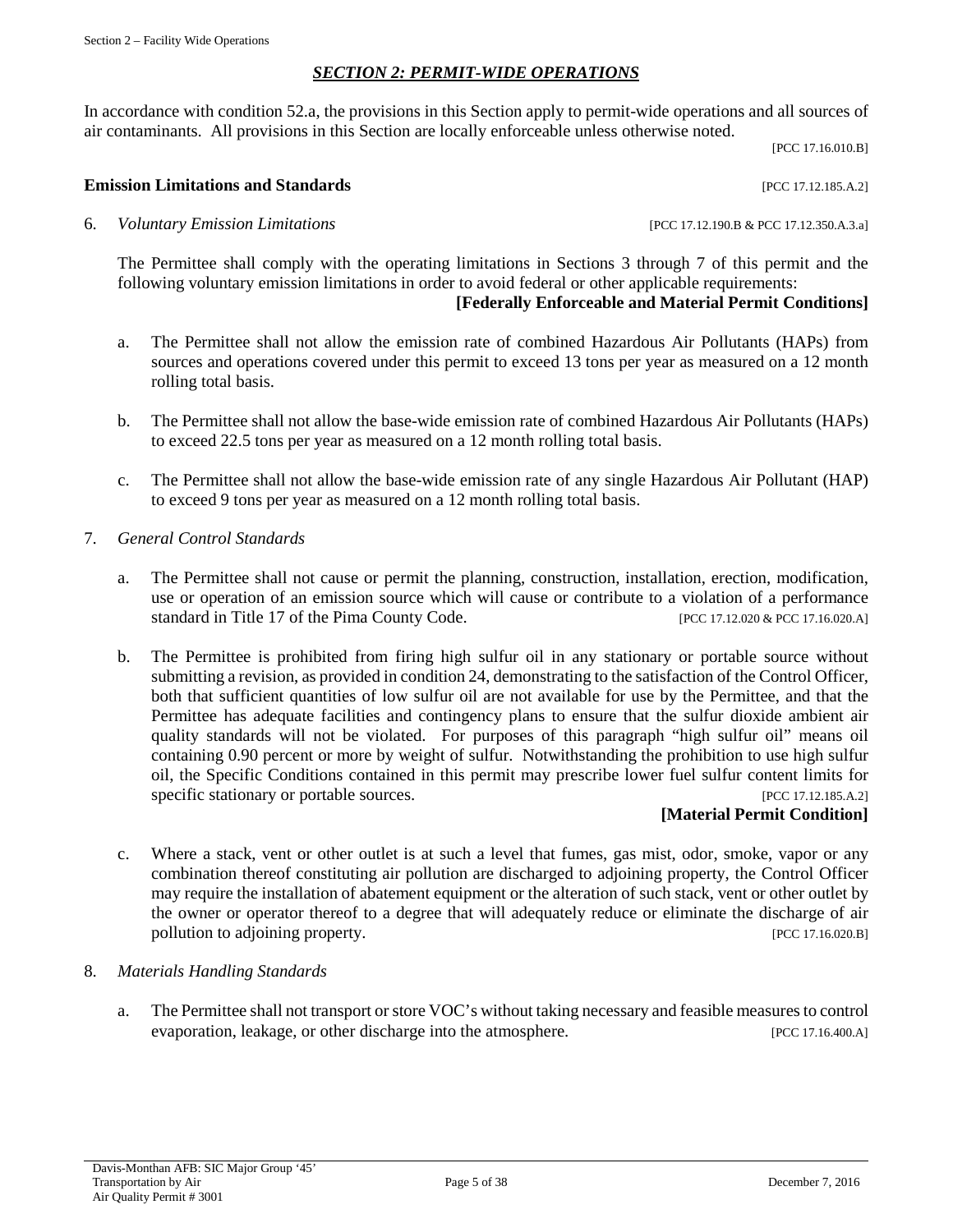## *SECTION 2: PERMIT-WIDE OPERATIONS*

In accordance with condition 52.a, the provisions in this Section apply to permit-wide operations and all sources of air contaminants. All provisions in this Section are locally enforceable unless otherwise noted.

[PCC 17.16.010.B]

**Emission Limitations and Standards** [PCC 17.12.185.A.2]

6. *Voluntary Emission Limitations* [PCC 17.12.190.B & PCC 17.12.350.A.3.a]

   The Permittee shall comply with the operating limitations in Sections 3 through 7 of this permit and the following voluntary emission limitations in order to avoid federal or other applicable requirements:

   **[Federally Enforceable and Material Permit Conditions]**

   a. The Permittee shall not allow the emission rate of combined Hazardous Air Pollutants (HAPs) from sources and operations covered under this permit to exceed 13 tons per year as measured on a 12 month rolling total basis.

   b. The Permittee shall not allow the base-wide emission rate of combined Hazardous Air Pollutants (HAPs) to exceed 22.5 tons per year as measured on a 12 month rolling total basis.

   c. The Permittee shall not allow the base-wide emission rate of any single Hazardous Air Pollutant (HAP) to exceed 9 tons per year as measured on a 12 month rolling total basis.

7. *General Control Standards*

   a. The Permittee shall not cause or permit the planning, construction, installation, erection, modification, use or operation of an emission source which will cause or contribute to a violation of a performance standard in Title 17 of the Pima County Code. [PCC 17.12.020 & PCC 17.16.020.A]

   b. The Permittee is prohibited from firing high sulfur oil in any stationary or portable source without submitting a revision, as provided in condition 24, demonstrating to the satisfaction of the Control Officer, both that sufficient quantities of low sulfur oil are not available for use by the Permittee, and that the Permittee has adequate facilities and contingency plans to ensure that the sulfur dioxide ambient air quality standards will not be violated. For purposes of this paragraph "high sulfur oil" means oil containing 0.90 percent or more by weight of sulfur. Notwithstanding the prohibition to use high sulfur oil, the Specific Conditions contained in this permit may prescribe lower fuel sulfur content limits for specific stationary or portable sources. [PCC 17.12.185.A.2]

      **[Material Permit Condition]**

   c. Where a stack, vent or other outlet is at such a level that fumes, gas mist, odor, smoke, vapor or any combination thereof constituting air pollution are discharged to adjoining property, the Control Officer may require the installation of abatement equipment or the alteration of such stack, vent or other outlet by the owner or operator thereof to a degree that will adequately reduce or eliminate the discharge of air pollution to adjoining property. [PCC 17.16.020.B]

8. *Materials Handling Standards*

   a. The Permittee shall not transport or store VOC's without taking necessary and feasible measures to control evaporation, leakage, or other discharge into the atmosphere. [PCC 17.16.400.A]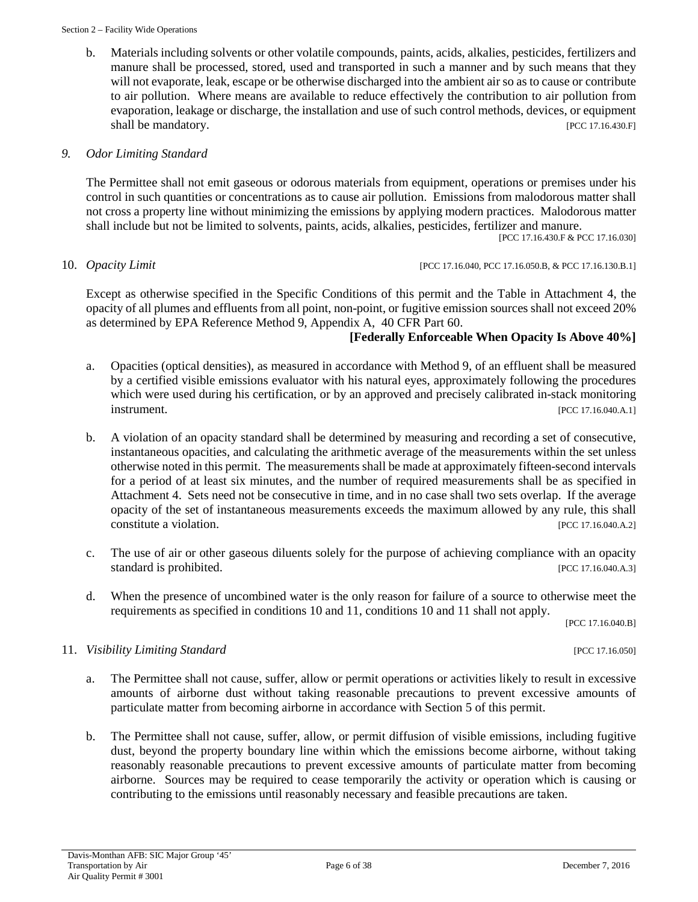b. Materials including solvents or other volatile compounds, paints, acids, alkalies, pesticides, fertilizers and manure shall be processed, stored, used and transported in such a manner and by such means that they will not evaporate, leak, escape or be otherwise discharged into the ambient air so as to cause or contribute to air pollution. Where means are available to reduce effectively the contribution to air pollution from evaporation, leakage or discharge, the installation and use of such control methods, devices, or equipment shall be mandatory. [PCC 17.16.430.F]

9. *Odor Limiting Standard*

The Permittee shall not emit gaseous or odorous materials from equipment, operations or premises under his control in such quantities or concentrations as to cause air pollution. Emissions from malodorous matter shall not cross a property line without minimizing the emissions by applying modern practices. Malodorous matter shall include but not be limited to solvents, paints, acids, alkalies, pesticides, fertilizer and manure.
[PCC 17.16.430.F & PCC 17.16.030]

10. *Opacity Limit* [PCC 17.16.040, PCC 17.16.050.B, & PCC 17.16.130.B.1]

Except as otherwise specified in the Specific Conditions of this permit and the Table in Attachment 4, the opacity of all plumes and effluents from all point, non-point, or fugitive emission sources shall not exceed 20% as determined by EPA Reference Method 9, Appendix A, 40 CFR Part 60.

**[Federally Enforceable When Opacity Is Above 40%]**

a. Opacities (optical densities), as measured in accordance with Method 9, of an effluent shall be measured by a certified visible emissions evaluator with his natural eyes, approximately following the procedures which were used during his certification, or by an approved and precisely calibrated in-stack monitoring instrument. [PCC 17.16.040.A.1]

b. A violation of an opacity standard shall be determined by measuring and recording a set of consecutive, instantaneous opacities, and calculating the arithmetic average of the measurements within the set unless otherwise noted in this permit. The measurements shall be made at approximately fifteen-second intervals for a period of at least six minutes, and the number of required measurements shall be as specified in Attachment 4. Sets need not be consecutive in time, and in no case shall two sets overlap. If the average opacity of the set of instantaneous measurements exceeds the maximum allowed by any rule, this shall constitute a violation. [PCC 17.16.040.A.2]

c. The use of air or other gaseous diluents solely for the purpose of achieving compliance with an opacity standard is prohibited. [PCC 17.16.040.A.3]

d. When the presence of uncombined water is the only reason for failure of a source to otherwise meet the requirements as specified in conditions 10 and 11, conditions 10 and 11 shall not apply.
[PCC 17.16.040.B]

11. *Visibility Limiting Standard* [PCC 17.16.050]

a. The Permittee shall not cause, suffer, allow or permit operations or activities likely to result in excessive amounts of airborne dust without taking reasonable precautions to prevent excessive amounts of particulate matter from becoming airborne in accordance with Section 5 of this permit.

b. The Permittee shall not cause, suffer, allow, or permit diffusion of visible emissions, including fugitive dust, beyond the property boundary line within which the emissions become airborne, without taking reasonably reasonable precautions to prevent excessive amounts of particulate matter from becoming airborne. Sources may be required to cease temporarily the activity or operation which is causing or contributing to the emissions until reasonably necessary and feasible precautions are taken.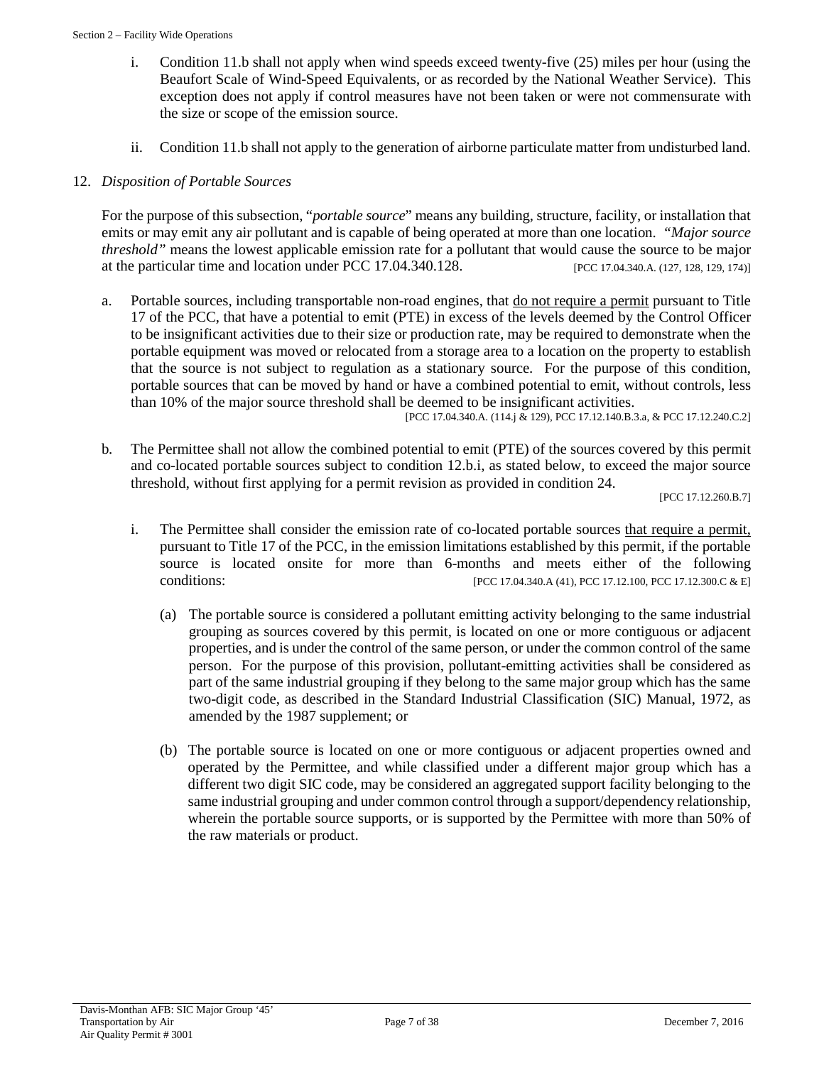i. Condition 11.b shall not apply when wind speeds exceed twenty-five (25) miles per hour (using the Beaufort Scale of Wind-Speed Equivalents, or as recorded by the National Weather Service). This exception does not apply if control measures have not been taken or were not commensurate with the size or scope of the emission source.

ii. Condition 11.b shall not apply to the generation of airborne particulate matter from undisturbed land.

12. *Disposition of Portable Sources*

For the purpose of this subsection, "*portable source*" means any building, structure, facility, or installation that emits or may emit any air pollutant and is capable of being operated at more than one location. *"Major source threshold"* means the lowest applicable emission rate for a pollutant that would cause the source to be major at the particular time and location under PCC 17.04.340.128. [PCC 17.04.340.A. (127, 128, 129, 174)]

a. Portable sources, including transportable non-road engines, that do not require a permit pursuant to Title 17 of the PCC, that have a potential to emit (PTE) in excess of the levels deemed by the Control Officer to be insignificant activities due to their size or production rate, may be required to demonstrate when the portable equipment was moved or relocated from a storage area to a location on the property to establish that the source is not subject to regulation as a stationary source. For the purpose of this condition, portable sources that can be moved by hand or have a combined potential to emit, without controls, less than 10% of the major source threshold shall be deemed to be insignificant activities.

[PCC 17.04.340.A. (114.j & 129), PCC 17.12.140.B.3.a, & PCC 17.12.240.C.2]

b. The Permittee shall not allow the combined potential to emit (PTE) of the sources covered by this permit and co-located portable sources subject to condition 12.b.i, as stated below, to exceed the major source threshold, without first applying for a permit revision as provided in condition 24.

[PCC 17.12.260.B.7]

i. The Permittee shall consider the emission rate of co-located portable sources that require a permit, pursuant to Title 17 of the PCC, in the emission limitations established by this permit, if the portable source is located onsite for more than 6-months and meets either of the following conditions: [PCC 17.04.340.A (41), PCC 17.12.100, PCC 17.12.300.C & E]

(a) The portable source is considered a pollutant emitting activity belonging to the same industrial grouping as sources covered by this permit, is located on one or more contiguous or adjacent properties, and is under the control of the same person, or under the common control of the same person. For the purpose of this provision, pollutant-emitting activities shall be considered as part of the same industrial grouping if they belong to the same major group which has the same two-digit code, as described in the Standard Industrial Classification (SIC) Manual, 1972, as amended by the 1987 supplement; or

(b) The portable source is located on one or more contiguous or adjacent properties owned and operated by the Permittee, and while classified under a different major group which has a different two digit SIC code, may be considered an aggregated support facility belonging to the same industrial grouping and under common control through a support/dependency relationship, wherein the portable source supports, or is supported by the Permittee with more than 50% of the raw materials or product.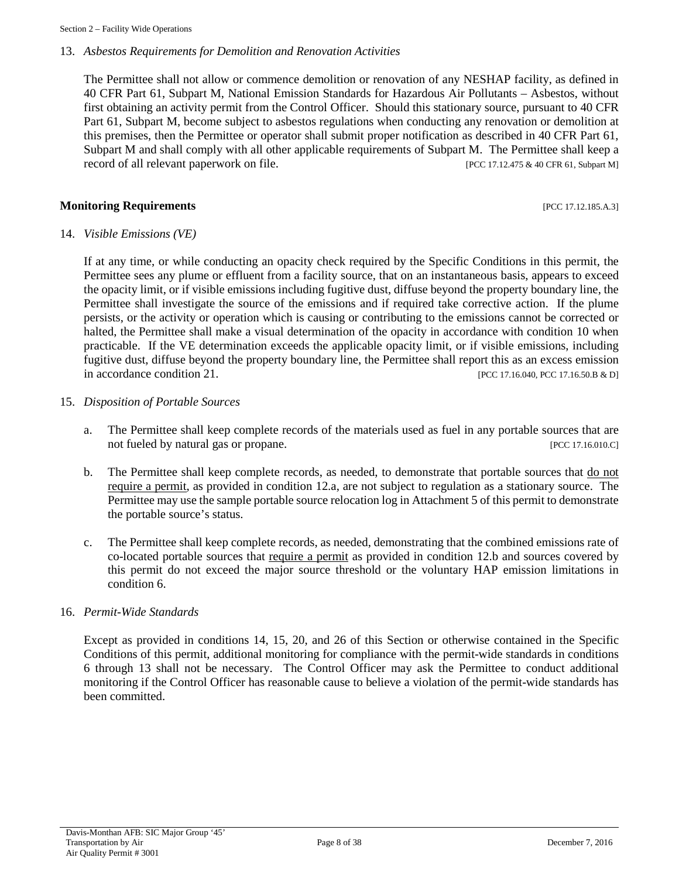13. *Asbestos Requirements for Demolition and Renovation Activities*

    The Permittee shall not allow or commence demolition or renovation of any NESHAP facility, as defined in 40 CFR Part 61, Subpart M, National Emission Standards for Hazardous Air Pollutants – Asbestos, without first obtaining an activity permit from the Control Officer. Should this stationary source, pursuant to 40 CFR Part 61, Subpart M, become subject to asbestos regulations when conducting any renovation or demolition at this premises, then the Permittee or operator shall submit proper notification as described in 40 CFR Part 61, Subpart M and shall comply with all other applicable requirements of Subpart M. The Permittee shall keep a record of all relevant paperwork on file. [PCC 17.12.475 & 40 CFR 61, Subpart M]

## Monitoring Requirements [PCC 17.12.185.A.3]

14. *Visible Emissions (VE)*

    If at any time, or while conducting an opacity check required by the Specific Conditions in this permit, the Permittee sees any plume or effluent from a facility source, that on an instantaneous basis, appears to exceed the opacity limit, or if visible emissions including fugitive dust, diffuse beyond the property boundary line, the Permittee shall investigate the source of the emissions and if required take corrective action. If the plume persists, or the activity or operation which is causing or contributing to the emissions cannot be corrected or halted, the Permittee shall make a visual determination of the opacity in accordance with condition 10 when practicable. If the VE determination exceeds the applicable opacity limit, or if visible emissions, including fugitive dust, diffuse beyond the property boundary line, the Permittee shall report this as an excess emission in accordance condition 21. [PCC 17.16.040, PCC 17.16.50.B & D]

15. *Disposition of Portable Sources*

    a. The Permittee shall keep complete records of the materials used as fuel in any portable sources that are not fueled by natural gas or propane. [PCC 17.16.010.C]

    b. The Permittee shall keep complete records, as needed, to demonstrate that portable sources that <u>do not require a permit</u>, as provided in condition 12.a, are not subject to regulation as a stationary source. The Permittee may use the sample portable source relocation log in Attachment 5 of this permit to demonstrate the portable source's status.

    c. The Permittee shall keep complete records, as needed, demonstrating that the combined emissions rate of co-located portable sources that <u>require a permit</u> as provided in condition 12.b and sources covered by this permit do not exceed the major source threshold or the voluntary HAP emission limitations in condition 6.

16. *Permit-Wide Standards*

    Except as provided in conditions 14, 15, 20, and 26 of this Section or otherwise contained in the Specific Conditions of this permit, additional monitoring for compliance with the permit-wide standards in conditions 6 through 13 shall not be necessary. The Control Officer may ask the Permittee to conduct additional monitoring if the Control Officer has reasonable cause to believe a violation of the permit-wide standards has been committed.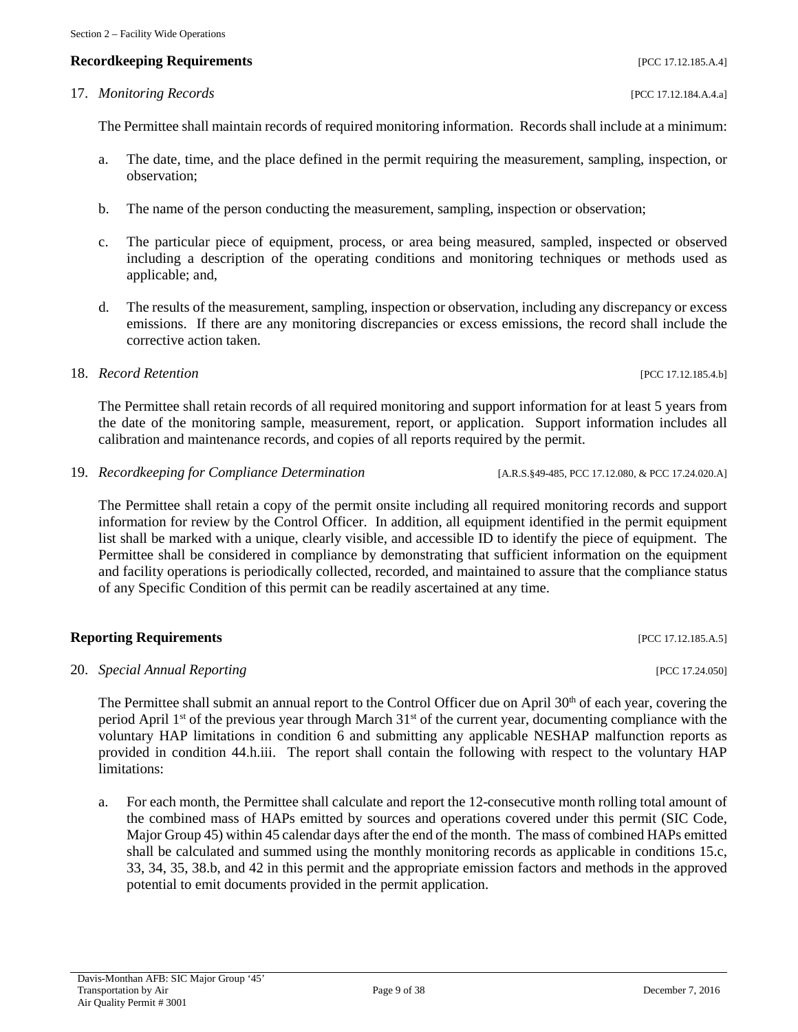### Recordkeeping Requirements [PCC 17.12.185.A.4]

17. *Monitoring Records* [PCC 17.12.184.A.4.a]

    The Permittee shall maintain records of required monitoring information. Records shall include at a minimum:

    a. The date, time, and the place defined in the permit requiring the measurement, sampling, inspection, or observation;

    b. The name of the person conducting the measurement, sampling, inspection or observation;

    c. The particular piece of equipment, process, or area being measured, sampled, inspected or observed including a description of the operating conditions and monitoring techniques or methods used as applicable; and,

    d. The results of the measurement, sampling, inspection or observation, including any discrepancy or excess emissions. If there are any monitoring discrepancies or excess emissions, the record shall include the corrective action taken.

18. *Record Retention* [PCC 17.12.185.4.b]

    The Permittee shall retain records of all required monitoring and support information for at least 5 years from the date of the monitoring sample, measurement, report, or application. Support information includes all calibration and maintenance records, and copies of all reports required by the permit.

19. *Recordkeeping for Compliance Determination* [A.R.S.§49-485, PCC 17.12.080, & PCC 17.24.020.A]

    The Permittee shall retain a copy of the permit onsite including all required monitoring records and support information for review by the Control Officer. In addition, all equipment identified in the permit equipment list shall be marked with a unique, clearly visible, and accessible ID to identify the piece of equipment. The Permittee shall be considered in compliance by demonstrating that sufficient information on the equipment and facility operations is periodically collected, recorded, and maintained to assure that the compliance status of any Specific Condition of this permit can be readily ascertained at any time.

### Reporting Requirements [PCC 17.12.185.A.5]

20. *Special Annual Reporting* [PCC 17.24.050]

    The Permittee shall submit an annual report to the Control Officer due on April 30th of each year, covering the period April 1st of the previous year through March 31st of the current year, documenting compliance with the voluntary HAP limitations in condition 6 and submitting any applicable NESHAP malfunction reports as provided in condition 44.h.iii. The report shall contain the following with respect to the voluntary HAP limitations:

    a. For each month, the Permittee shall calculate and report the 12-consecutive month rolling total amount of the combined mass of HAPs emitted by sources and operations covered under this permit (SIC Code, Major Group 45) within 45 calendar days after the end of the month. The mass of combined HAPs emitted shall be calculated and summed using the monthly monitoring records as applicable in conditions 15.c, 33, 34, 35, 38.b, and 42 in this permit and the appropriate emission factors and methods in the approved potential to emit documents provided in the permit application.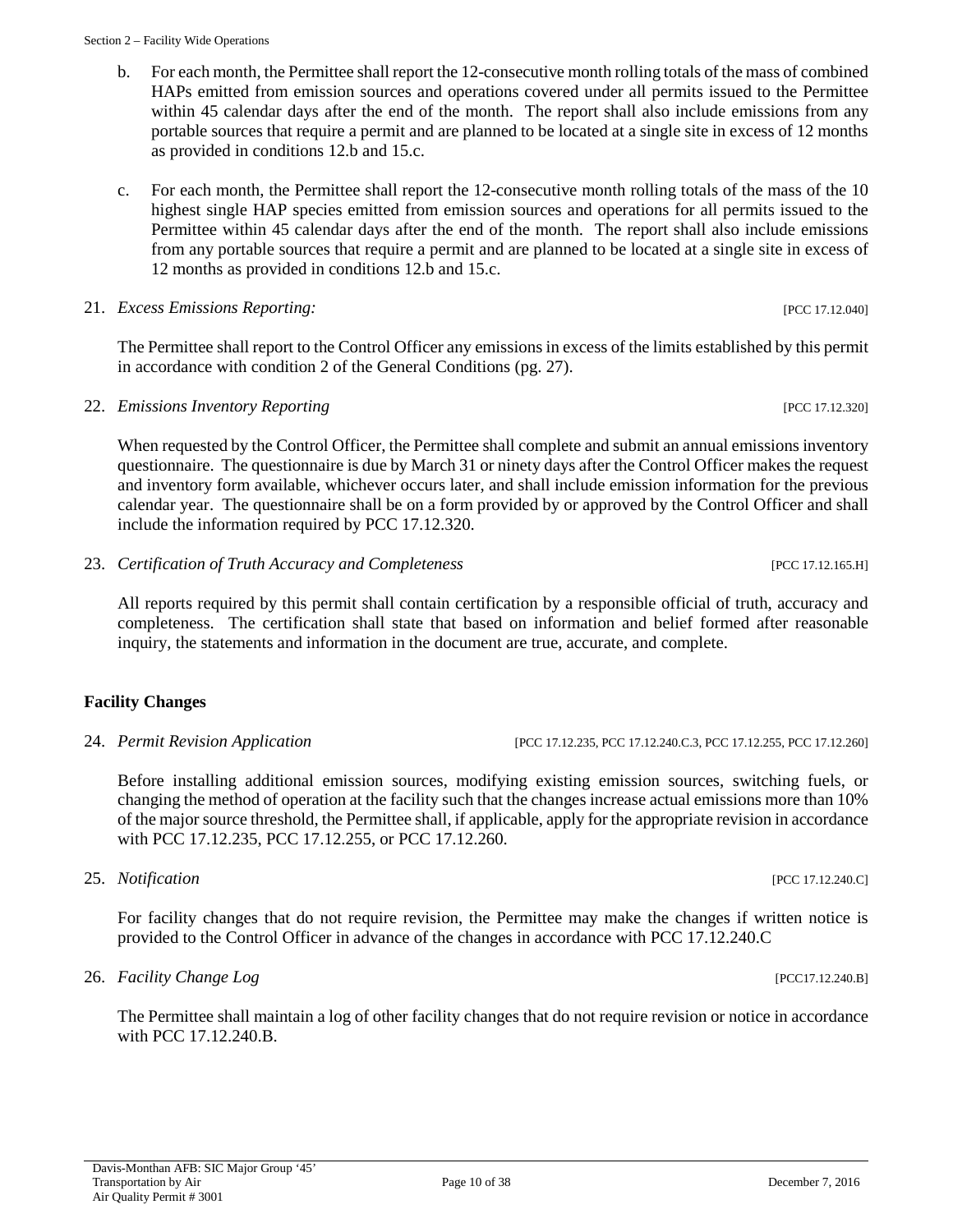b. For each month, the Permittee shall report the 12-consecutive month rolling totals of the mass of combined HAPs emitted from emission sources and operations covered under all permits issued to the Permittee within 45 calendar days after the end of the month. The report shall also include emissions from any portable sources that require a permit and are planned to be located at a single site in excess of 12 months as provided in conditions 12.b and 15.c.

c. For each month, the Permittee shall report the 12-consecutive month rolling totals of the mass of the 10 highest single HAP species emitted from emission sources and operations for all permits issued to the Permittee within 45 calendar days after the end of the month. The report shall also include emissions from any portable sources that require a permit and are planned to be located at a single site in excess of 12 months as provided in conditions 12.b and 15.c.

21. *Excess Emissions Reporting:* [PCC 17.12.040]

The Permittee shall report to the Control Officer any emissions in excess of the limits established by this permit in accordance with condition 2 of the General Conditions (pg. 27).

22. *Emissions Inventory Reporting* [PCC 17.12.320]

When requested by the Control Officer, the Permittee shall complete and submit an annual emissions inventory questionnaire. The questionnaire is due by March 31 or ninety days after the Control Officer makes the request and inventory form available, whichever occurs later, and shall include emission information for the previous calendar year. The questionnaire shall be on a form provided by or approved by the Control Officer and shall include the information required by PCC 17.12.320.

23. *Certification of Truth Accuracy and Completeness* [PCC 17.12.165.H]

All reports required by this permit shall contain certification by a responsible official of truth, accuracy and completeness. The certification shall state that based on information and belief formed after reasonable inquiry, the statements and information in the document are true, accurate, and complete.

**Facility Changes**

24. *Permit Revision Application* [PCC 17.12.235, PCC 17.12.240.C.3, PCC 17.12.255, PCC 17.12.260]

Before installing additional emission sources, modifying existing emission sources, switching fuels, or changing the method of operation at the facility such that the changes increase actual emissions more than 10% of the major source threshold, the Permittee shall, if applicable, apply for the appropriate revision in accordance with PCC 17.12.235, PCC 17.12.255, or PCC 17.12.260.

25. *Notification* [PCC 17.12.240.C]

For facility changes that do not require revision, the Permittee may make the changes if written notice is provided to the Control Officer in advance of the changes in accordance with PCC 17.12.240.C

26. *Facility Change Log* [PCC17.12.240.B]

The Permittee shall maintain a log of other facility changes that do not require revision or notice in accordance with PCC 17.12.240.B.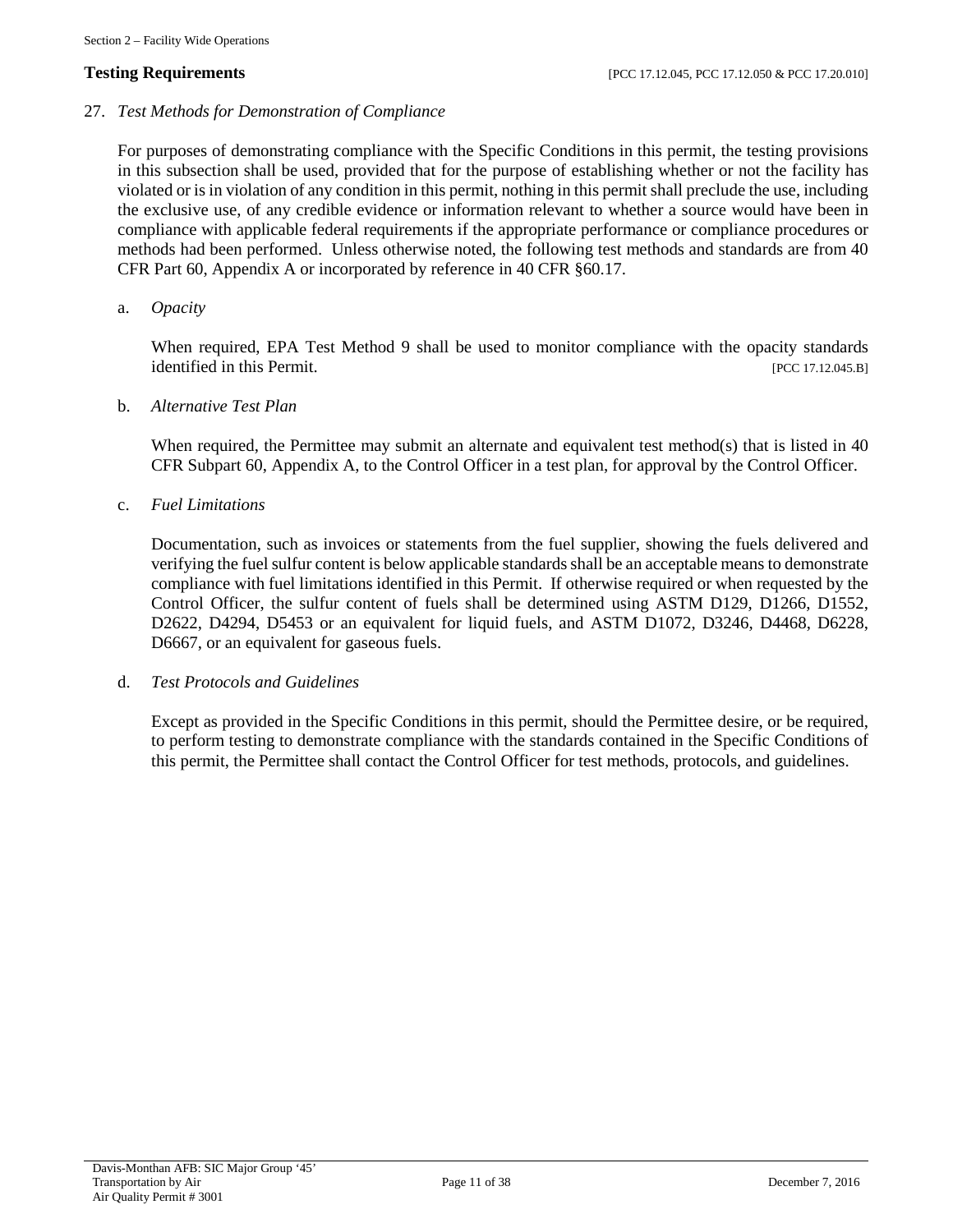**Testing Requirements** [PCC 17.12.045, PCC 17.12.050 & PCC 17.20.010]

27. *Test Methods for Demonstration of Compliance*

    For purposes of demonstrating compliance with the Specific Conditions in this permit, the testing provisions in this subsection shall be used, provided that for the purpose of establishing whether or not the facility has violated or is in violation of any condition in this permit, nothing in this permit shall preclude the use, including the exclusive use, of any credible evidence or information relevant to whether a source would have been in compliance with applicable federal requirements if the appropriate performance or compliance procedures or methods had been performed. Unless otherwise noted, the following test methods and standards are from 40 CFR Part 60, Appendix A or incorporated by reference in 40 CFR §60.17.

    a. *Opacity*

       When required, EPA Test Method 9 shall be used to monitor compliance with the opacity standards identified in this Permit. [PCC 17.12.045.B]

    b. *Alternative Test Plan*

       When required, the Permittee may submit an alternate and equivalent test method(s) that is listed in 40 CFR Subpart 60, Appendix A, to the Control Officer in a test plan, for approval by the Control Officer.

    c. *Fuel Limitations*

       Documentation, such as invoices or statements from the fuel supplier, showing the fuels delivered and verifying the fuel sulfur content is below applicable standards shall be an acceptable means to demonstrate compliance with fuel limitations identified in this Permit. If otherwise required or when requested by the Control Officer, the sulfur content of fuels shall be determined using ASTM D129, D1266, D1552, D2622, D4294, D5453 or an equivalent for liquid fuels, and ASTM D1072, D3246, D4468, D6228, D6667, or an equivalent for gaseous fuels.

    d. *Test Protocols and Guidelines*

       Except as provided in the Specific Conditions in this permit, should the Permittee desire, or be required, to perform testing to demonstrate compliance with the standards contained in the Specific Conditions of this permit, the Permittee shall contact the Control Officer for test methods, protocols, and guidelines.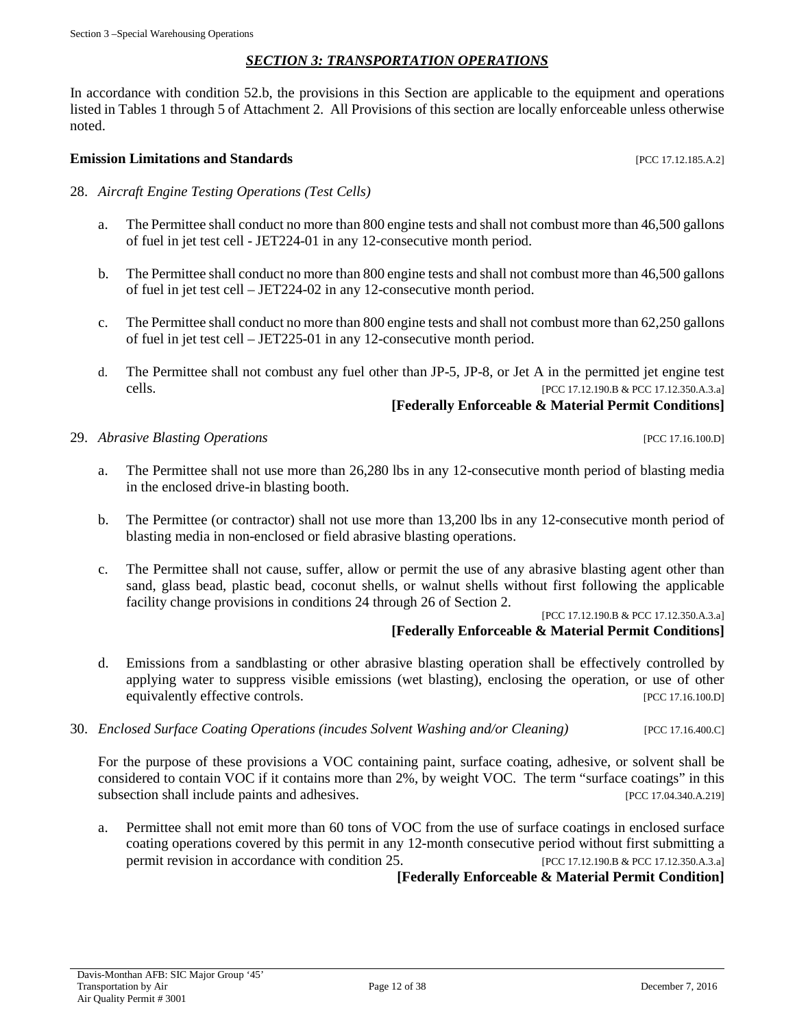## *SECTION 3: TRANSPORTATION OPERATIONS*

In accordance with condition 52.b, the provisions in this Section are applicable to the equipment and operations listed in Tables 1 through 5 of Attachment 2. All Provisions of this section are locally enforceable unless otherwise noted.

**Emission Limitations and Standards** [PCC 17.12.185.A.2]

28. *Aircraft Engine Testing Operations (Test Cells)*

    a. The Permittee shall conduct no more than 800 engine tests and shall not combust more than 46,500 gallons of fuel in jet test cell - JET224-01 in any 12-consecutive month period.

    b. The Permittee shall conduct no more than 800 engine tests and shall not combust more than 46,500 gallons of fuel in jet test cell – JET224-02 in any 12-consecutive month period.

    c. The Permittee shall conduct no more than 800 engine tests and shall not combust more than 62,250 gallons of fuel in jet test cell – JET225-01 in any 12-consecutive month period.

    d. The Permittee shall not combust any fuel other than JP-5, JP-8, or Jet A in the permitted jet engine test cells. [PCC 17.12.190.B & PCC 17.12.350.A.3.a]

    **[Federally Enforceable & Material Permit Conditions]**

29. *Abrasive Blasting Operations* [PCC 17.16.100.D]

    a. The Permittee shall not use more than 26,280 lbs in any 12-consecutive month period of blasting media in the enclosed drive-in blasting booth.

    b. The Permittee (or contractor) shall not use more than 13,200 lbs in any 12-consecutive month period of blasting media in non-enclosed or field abrasive blasting operations.

    c. The Permittee shall not cause, suffer, allow or permit the use of any abrasive blasting agent other than sand, glass bead, plastic bead, coconut shells, or walnut shells without first following the applicable facility change provisions in conditions 24 through 26 of Section 2.

    [PCC 17.12.190.B & PCC 17.12.350.A.3.a]

    **[Federally Enforceable & Material Permit Conditions]**

    d. Emissions from a sandblasting or other abrasive blasting operation shall be effectively controlled by applying water to suppress visible emissions (wet blasting), enclosing the operation, or use of other equivalently effective controls. [PCC 17.16.100.D]

30. *Enclosed Surface Coating Operations (incudes Solvent Washing and/or Cleaning)* [PCC 17.16.400.C]

    For the purpose of these provisions a VOC containing paint, surface coating, adhesive, or solvent shall be considered to contain VOC if it contains more than 2%, by weight VOC. The term "surface coatings" in this subsection shall include paints and adhesives. [PCC 17.04.340.A.219]

    a. Permittee shall not emit more than 60 tons of VOC from the use of surface coatings in enclosed surface coating operations covered by this permit in any 12-month consecutive period without first submitting a permit revision in accordance with condition 25. [PCC 17.12.190.B & PCC 17.12.350.A.3.a]

    **[Federally Enforceable & Material Permit Condition]**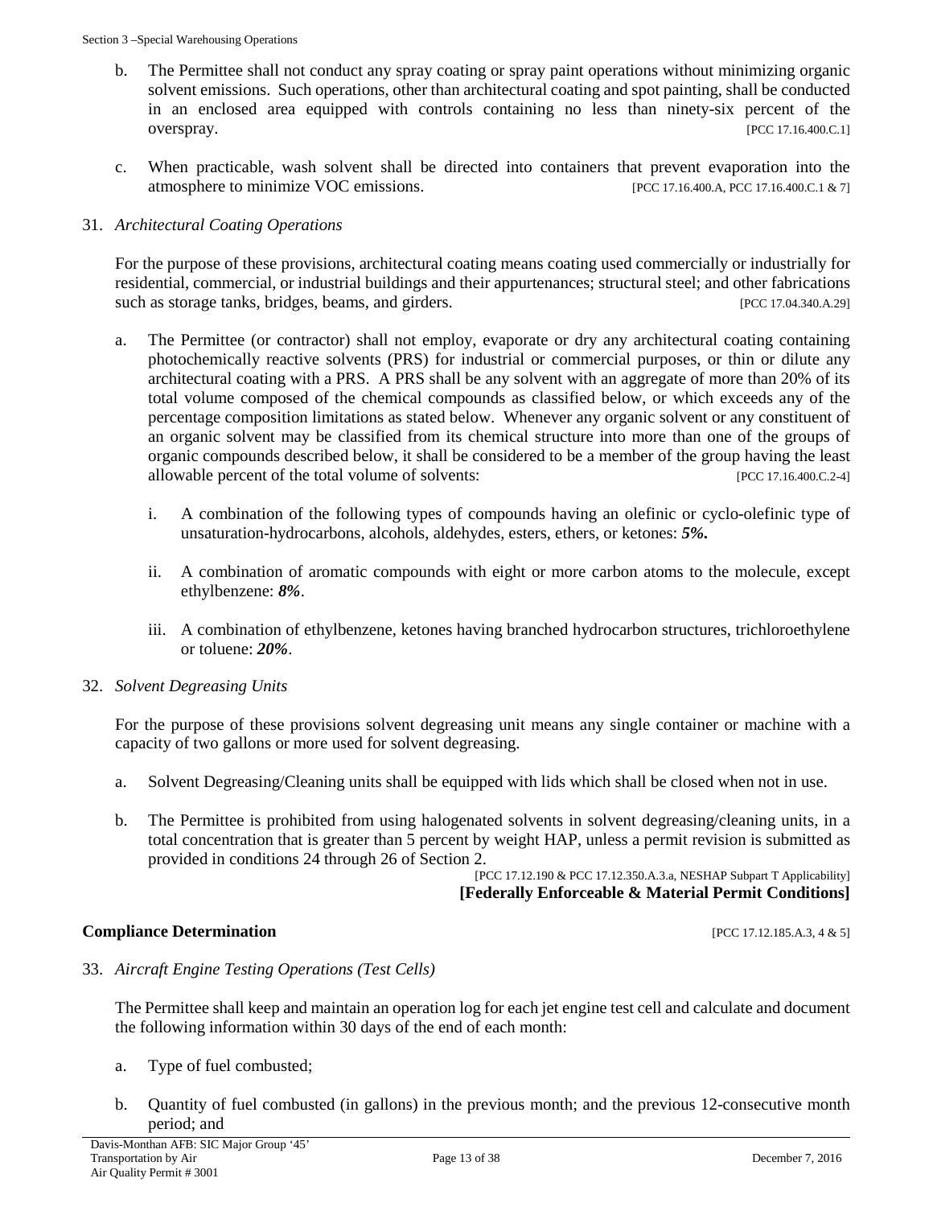b. The Permittee shall not conduct any spray coating or spray paint operations without minimizing organic solvent emissions. Such operations, other than architectural coating and spot painting, shall be conducted in an enclosed area equipped with controls containing no less than ninety-six percent of the overspray. [PCC 17.16.400.C.1]

c. When practicable, wash solvent shall be directed into containers that prevent evaporation into the atmosphere to minimize VOC emissions. [PCC 17.16.400.A, PCC 17.16.400.C.1 & 7]

31. *Architectural Coating Operations*

For the purpose of these provisions, architectural coating means coating used commercially or industrially for residential, commercial, or industrial buildings and their appurtenances; structural steel; and other fabrications such as storage tanks, bridges, beams, and girders. [PCC 17.04.340.A.29]

a. The Permittee (or contractor) shall not employ, evaporate or dry any architectural coating containing photochemically reactive solvents (PRS) for industrial or commercial purposes, or thin or dilute any architectural coating with a PRS. A PRS shall be any solvent with an aggregate of more than 20% of its total volume composed of the chemical compounds as classified below, or which exceeds any of the percentage composition limitations as stated below. Whenever any organic solvent or any constituent of an organic solvent may be classified from its chemical structure into more than one of the groups of organic compounds described below, it shall be considered to be a member of the group having the least allowable percent of the total volume of solvents: [PCC 17.16.400.C.2-4]

   i. A combination of the following types of compounds having an olefinic or cyclo-olefinic type of unsaturation-hydrocarbons, alcohols, aldehydes, esters, ethers, or ketones: ***5%.***

   ii. A combination of aromatic compounds with eight or more carbon atoms to the molecule, except ethylbenzene: ***8%***.

   iii. A combination of ethylbenzene, ketones having branched hydrocarbon structures, trichloroethylene or toluene: ***20%***.

32. *Solvent Degreasing Units*

For the purpose of these provisions solvent degreasing unit means any single container or machine with a capacity of two gallons or more used for solvent degreasing.

a. Solvent Degreasing/Cleaning units shall be equipped with lids which shall be closed when not in use.

b. The Permittee is prohibited from using halogenated solvents in solvent degreasing/cleaning units, in a total concentration that is greater than 5 percent by weight HAP, unless a permit revision is submitted as provided in conditions 24 through 26 of Section 2.

[PCC 17.12.190 & PCC 17.12.350.A.3.a, NESHAP Subpart T Applicability]
**[Federally Enforceable & Material Permit Conditions]**

**Compliance Determination** [PCC 17.12.185.A.3, 4 & 5]

33. *Aircraft Engine Testing Operations (Test Cells)*

The Permittee shall keep and maintain an operation log for each jet engine test cell and calculate and document the following information within 30 days of the end of each month:

a. Type of fuel combusted;

b. Quantity of fuel combusted (in gallons) in the previous month; and the previous 12-consecutive month period; and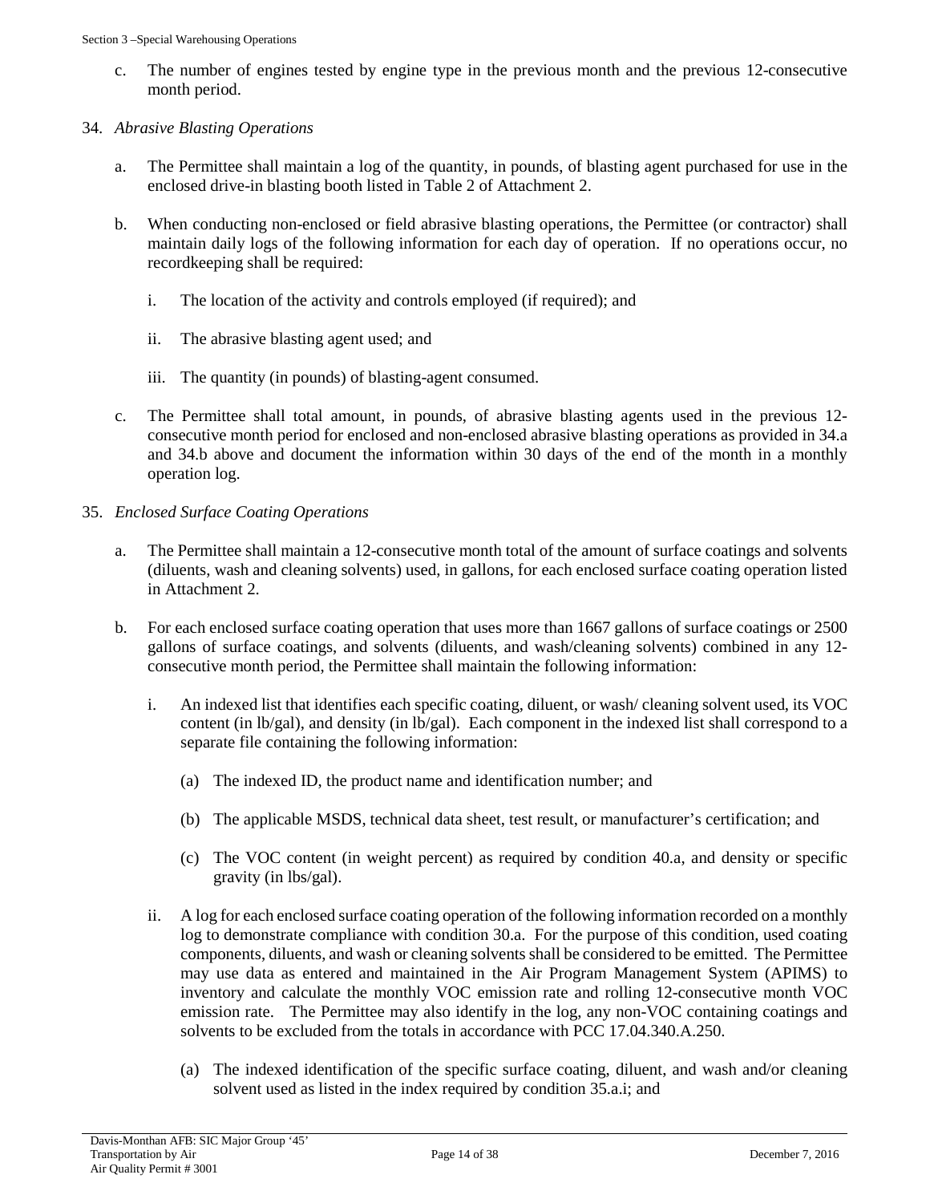c. The number of engines tested by engine type in the previous month and the previous 12-consecutive month period.

34. *Abrasive Blasting Operations*

 a. The Permittee shall maintain a log of the quantity, in pounds, of blasting agent purchased for use in the enclosed drive-in blasting booth listed in Table 2 of Attachment 2.

 b. When conducting non-enclosed or field abrasive blasting operations, the Permittee (or contractor) shall maintain daily logs of the following information for each day of operation. If no operations occur, no recordkeeping shall be required:

  i. The location of the activity and controls employed (if required); and

  ii. The abrasive blasting agent used; and

  iii. The quantity (in pounds) of blasting-agent consumed.

 c. The Permittee shall total amount, in pounds, of abrasive blasting agents used in the previous 12-consecutive month period for enclosed and non-enclosed abrasive blasting operations as provided in 34.a and 34.b above and document the information within 30 days of the end of the month in a monthly operation log.

35. *Enclosed Surface Coating Operations*

 a. The Permittee shall maintain a 12-consecutive month total of the amount of surface coatings and solvents (diluents, wash and cleaning solvents) used, in gallons, for each enclosed surface coating operation listed in Attachment 2.

 b. For each enclosed surface coating operation that uses more than 1667 gallons of surface coatings or 2500 gallons of surface coatings, and solvents (diluents, and wash/cleaning solvents) combined in any 12-consecutive month period, the Permittee shall maintain the following information:

  i. An indexed list that identifies each specific coating, diluent, or wash/ cleaning solvent used, its VOC content (in lb/gal), and density (in lb/gal). Each component in the indexed list shall correspond to a separate file containing the following information:

   (a) The indexed ID, the product name and identification number; and

   (b) The applicable MSDS, technical data sheet, test result, or manufacturer's certification; and

   (c) The VOC content (in weight percent) as required by condition 40.a, and density or specific gravity (in lbs/gal).

  ii. A log for each enclosed surface coating operation of the following information recorded on a monthly log to demonstrate compliance with condition 30.a. For the purpose of this condition, used coating components, diluents, and wash or cleaning solvents shall be considered to be emitted. The Permittee may use data as entered and maintained in the Air Program Management System (APIMS) to inventory and calculate the monthly VOC emission rate and rolling 12-consecutive month VOC emission rate. The Permittee may also identify in the log, any non-VOC containing coatings and solvents to be excluded from the totals in accordance with PCC 17.04.340.A.250.

   (a) The indexed identification of the specific surface coating, diluent, and wash and/or cleaning solvent used as listed in the index required by condition 35.a.i; and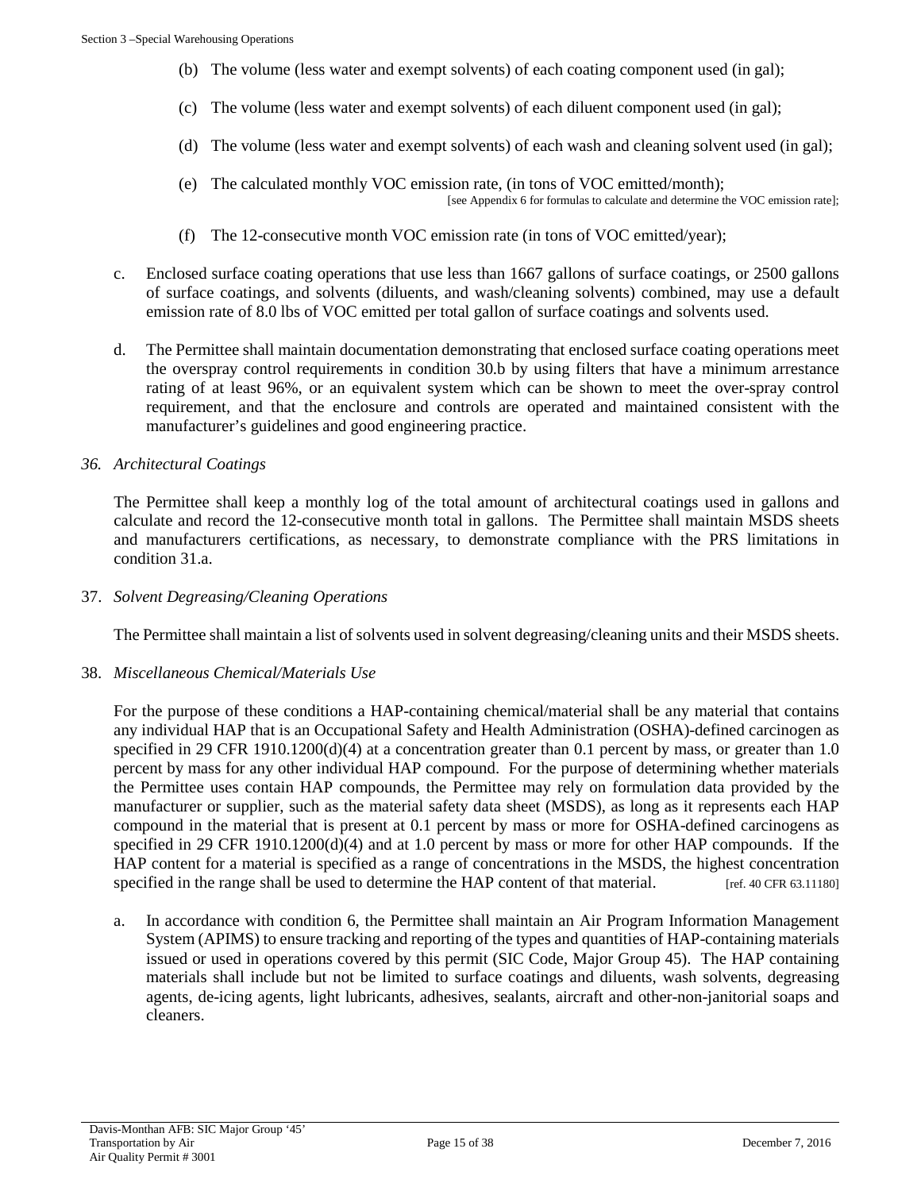(b) The volume (less water and exempt solvents) of each coating component used (in gal);

(c) The volume (less water and exempt solvents) of each diluent component used (in gal);

(d) The volume (less water and exempt solvents) of each wash and cleaning solvent used (in gal);

(e) The calculated monthly VOC emission rate, (in tons of VOC emitted/month); [see Appendix 6 for formulas to calculate and determine the VOC emission rate];

(f) The 12-consecutive month VOC emission rate (in tons of VOC emitted/year);

c. Enclosed surface coating operations that use less than 1667 gallons of surface coatings, or 2500 gallons of surface coatings, and solvents (diluents, and wash/cleaning solvents) combined, may use a default emission rate of 8.0 lbs of VOC emitted per total gallon of surface coatings and solvents used.

d. The Permittee shall maintain documentation demonstrating that enclosed surface coating operations meet the overspray control requirements in condition 30.b by using filters that have a minimum arrestance rating of at least 96%, or an equivalent system which can be shown to meet the over-spray control requirement, and that the enclosure and controls are operated and maintained consistent with the manufacturer's guidelines and good engineering practice.

36. *Architectural Coatings*

The Permittee shall keep a monthly log of the total amount of architectural coatings used in gallons and calculate and record the 12-consecutive month total in gallons. The Permittee shall maintain MSDS sheets and manufacturers certifications, as necessary, to demonstrate compliance with the PRS limitations in condition 31.a.

37. *Solvent Degreasing/Cleaning Operations*

The Permittee shall maintain a list of solvents used in solvent degreasing/cleaning units and their MSDS sheets.

38. *Miscellaneous Chemical/Materials Use*

For the purpose of these conditions a HAP-containing chemical/material shall be any material that contains any individual HAP that is an Occupational Safety and Health Administration (OSHA)-defined carcinogen as specified in 29 CFR 1910.1200(d)(4) at a concentration greater than 0.1 percent by mass, or greater than 1.0 percent by mass for any other individual HAP compound. For the purpose of determining whether materials the Permittee uses contain HAP compounds, the Permittee may rely on formulation data provided by the manufacturer or supplier, such as the material safety data sheet (MSDS), as long as it represents each HAP compound in the material that is present at 0.1 percent by mass or more for OSHA-defined carcinogens as specified in 29 CFR 1910.1200(d)(4) and at 1.0 percent by mass or more for other HAP compounds. If the HAP content for a material is specified as a range of concentrations in the MSDS, the highest concentration specified in the range shall be used to determine the HAP content of that material. [ref. 40 CFR 63.11180]

a. In accordance with condition 6, the Permittee shall maintain an Air Program Information Management System (APIMS) to ensure tracking and reporting of the types and quantities of HAP-containing materials issued or used in operations covered by this permit (SIC Code, Major Group 45). The HAP containing materials shall include but not be limited to surface coatings and diluents, wash solvents, degreasing agents, de-icing agents, light lubricants, adhesives, sealants, aircraft and other-non-janitorial soaps and cleaners.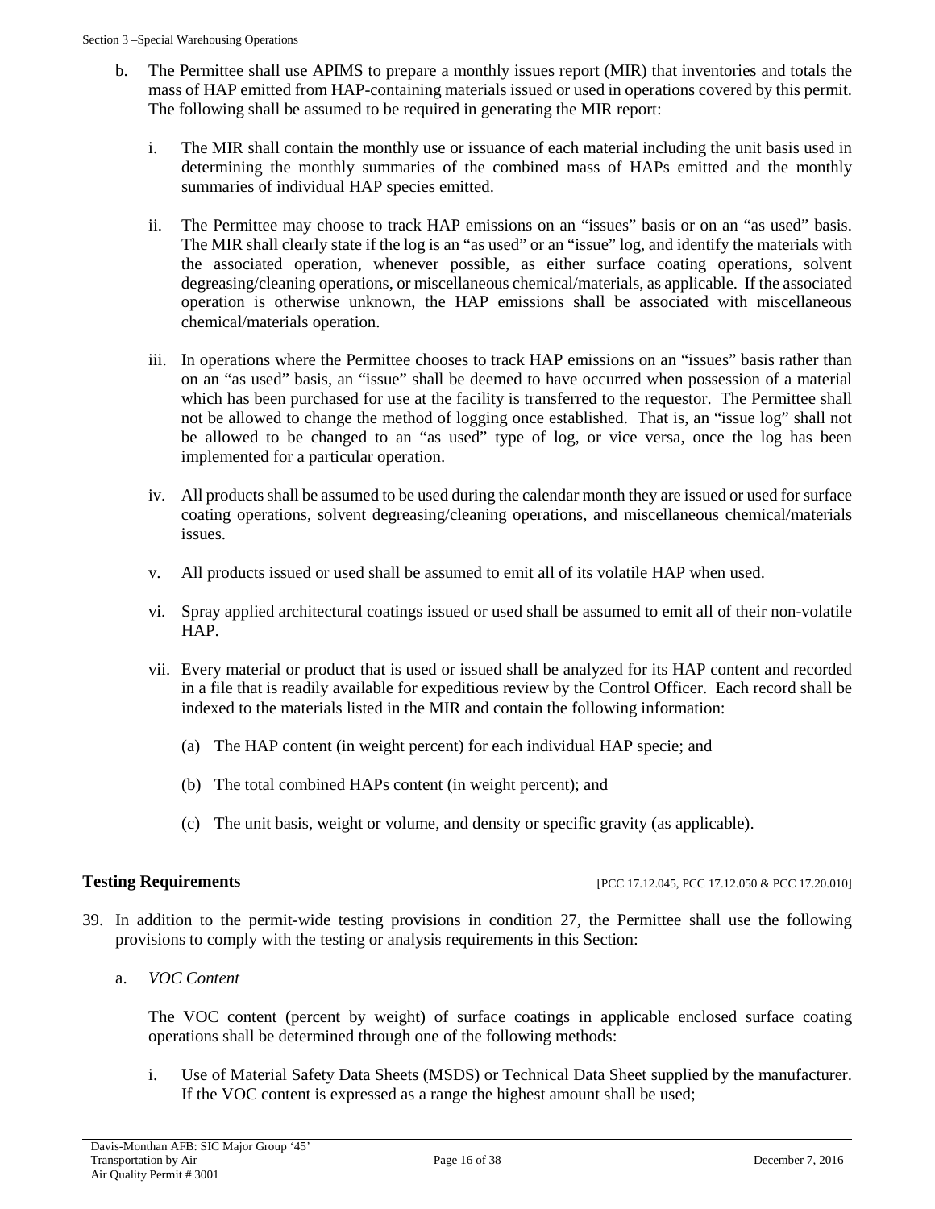b. The Permittee shall use APIMS to prepare a monthly issues report (MIR) that inventories and totals the mass of HAP emitted from HAP-containing materials issued or used in operations covered by this permit. The following shall be assumed to be required in generating the MIR report:

   i. The MIR shall contain the monthly use or issuance of each material including the unit basis used in determining the monthly summaries of the combined mass of HAPs emitted and the monthly summaries of individual HAP species emitted.

   ii. The Permittee may choose to track HAP emissions on an "issues" basis or on an "as used" basis. The MIR shall clearly state if the log is an "as used" or an "issue" log, and identify the materials with the associated operation, whenever possible, as either surface coating operations, solvent degreasing/cleaning operations, or miscellaneous chemical/materials, as applicable. If the associated operation is otherwise unknown, the HAP emissions shall be associated with miscellaneous chemical/materials operation.

   iii. In operations where the Permittee chooses to track HAP emissions on an "issues" basis rather than on an "as used" basis, an "issue" shall be deemed to have occurred when possession of a material which has been purchased for use at the facility is transferred to the requestor. The Permittee shall not be allowed to change the method of logging once established. That is, an "issue log" shall not be allowed to be changed to an "as used" type of log, or vice versa, once the log has been implemented for a particular operation.

   iv. All products shall be assumed to be used during the calendar month they are issued or used for surface coating operations, solvent degreasing/cleaning operations, and miscellaneous chemical/materials issues.

   v. All products issued or used shall be assumed to emit all of its volatile HAP when used.

   vi. Spray applied architectural coatings issued or used shall be assumed to emit all of their non-volatile HAP.

   vii. Every material or product that is used or issued shall be analyzed for its HAP content and recorded in a file that is readily available for expeditious review by the Control Officer. Each record shall be indexed to the materials listed in the MIR and contain the following information:

      (a) The HAP content (in weight percent) for each individual HAP specie; and

      (b) The total combined HAPs content (in weight percent); and

      (c) The unit basis, weight or volume, and density or specific gravity (as applicable).

**Testing Requirements** [PCC 17.12.045, PCC 17.12.050 & PCC 17.20.010]

39. In addition to the permit-wide testing provisions in condition 27, the Permittee shall use the following provisions to comply with the testing or analysis requirements in this Section:

   a. *VOC Content*

      The VOC content (percent by weight) of surface coatings in applicable enclosed surface coating operations shall be determined through one of the following methods:

      i. Use of Material Safety Data Sheets (MSDS) or Technical Data Sheet supplied by the manufacturer. If the VOC content is expressed as a range the highest amount shall be used;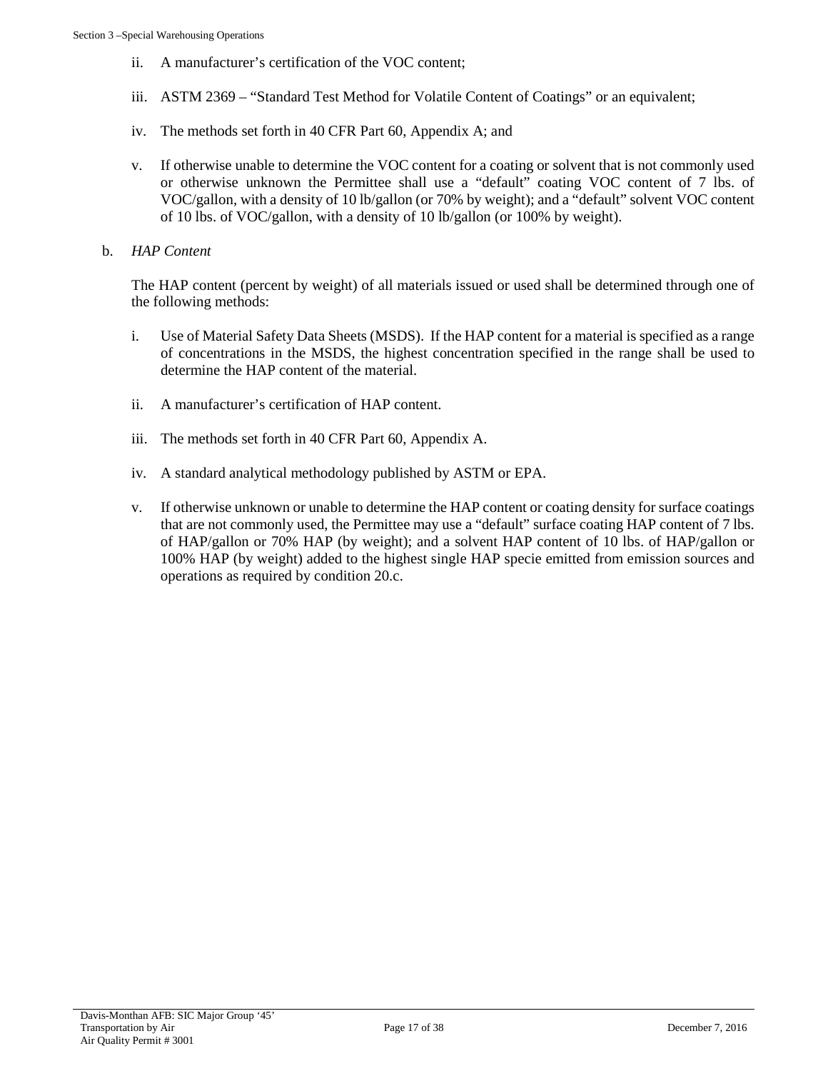ii. A manufacturer's certification of the VOC content;

iii. ASTM 2369 – "Standard Test Method for Volatile Content of Coatings" or an equivalent;

iv. The methods set forth in 40 CFR Part 60, Appendix A; and

v. If otherwise unable to determine the VOC content for a coating or solvent that is not commonly used or otherwise unknown the Permittee shall use a "default" coating VOC content of 7 lbs. of VOC/gallon, with a density of 10 lb/gallon (or 70% by weight); and a "default" solvent VOC content of 10 lbs. of VOC/gallon, with a density of 10 lb/gallon (or 100% by weight).

b. *HAP Content*

The HAP content (percent by weight) of all materials issued or used shall be determined through one of the following methods:

i. Use of Material Safety Data Sheets (MSDS). If the HAP content for a material is specified as a range of concentrations in the MSDS, the highest concentration specified in the range shall be used to determine the HAP content of the material.

ii. A manufacturer's certification of HAP content.

iii. The methods set forth in 40 CFR Part 60, Appendix A.

iv. A standard analytical methodology published by ASTM or EPA.

v. If otherwise unknown or unable to determine the HAP content or coating density for surface coatings that are not commonly used, the Permittee may use a "default" surface coating HAP content of 7 lbs. of HAP/gallon or 70% HAP (by weight); and a solvent HAP content of 10 lbs. of HAP/gallon or 100% HAP (by weight) added to the highest single HAP specie emitted from emission sources and operations as required by condition 20.c.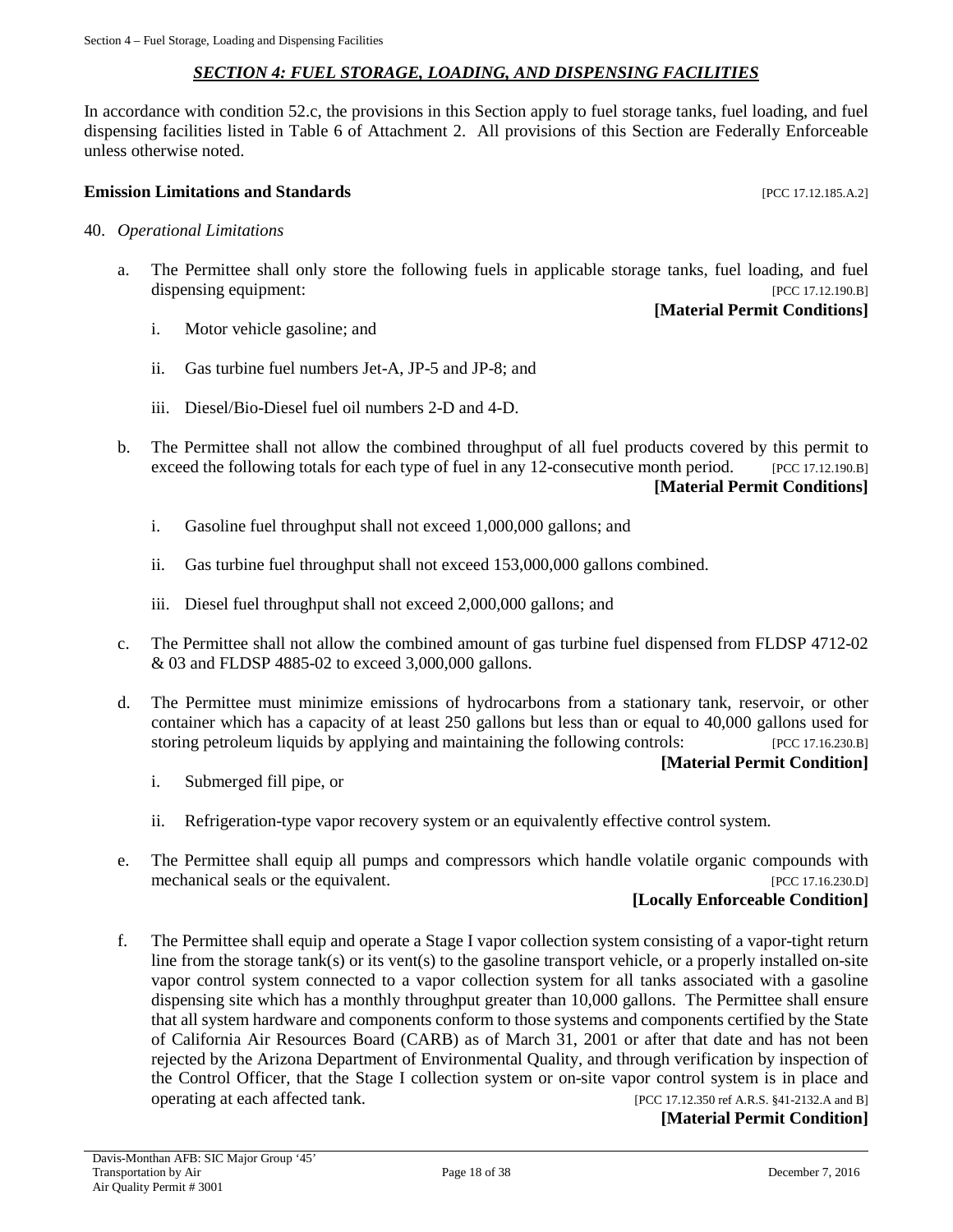## *SECTION 4: FUEL STORAGE, LOADING, AND DISPENSING FACILITIES*

In accordance with condition 52.c, the provisions in this Section apply to fuel storage tanks, fuel loading, and fuel dispensing facilities listed in Table 6 of Attachment 2. All provisions of this Section are Federally Enforceable unless otherwise noted.

### Emission Limitations and Standards [PCC 17.12.185.A.2]

40. *Operational Limitations*

    a. The Permittee shall only store the following fuels in applicable storage tanks, fuel loading, and fuel dispensing equipment: [PCC 17.12.190.B]
    **[Material Permit Conditions]**

    i. Motor vehicle gasoline; and

    ii. Gas turbine fuel numbers Jet-A, JP-5 and JP-8; and

    iii. Diesel/Bio-Diesel fuel oil numbers 2-D and 4-D.

    b. The Permittee shall not allow the combined throughput of all fuel products covered by this permit to exceed the following totals for each type of fuel in any 12-consecutive month period. [PCC 17.12.190.B]
    **[Material Permit Conditions]**

    i. Gasoline fuel throughput shall not exceed 1,000,000 gallons; and

    ii. Gas turbine fuel throughput shall not exceed 153,000,000 gallons combined.

    iii. Diesel fuel throughput shall not exceed 2,000,000 gallons; and

    c. The Permittee shall not allow the combined amount of gas turbine fuel dispensed from FLDSP 4712-02 & 03 and FLDSP 4885-02 to exceed 3,000,000 gallons.

    d. The Permittee must minimize emissions of hydrocarbons from a stationary tank, reservoir, or other container which has a capacity of at least 250 gallons but less than or equal to 40,000 gallons used for storing petroleum liquids by applying and maintaining the following controls: [PCC 17.16.230.B]
    **[Material Permit Condition]**

    i. Submerged fill pipe, or

    ii. Refrigeration-type vapor recovery system or an equivalently effective control system.

    e. The Permittee shall equip all pumps and compressors which handle volatile organic compounds with mechanical seals or the equivalent. [PCC 17.16.230.D]
    **[Locally Enforceable Condition]**

    f. The Permittee shall equip and operate a Stage I vapor collection system consisting of a vapor-tight return line from the storage tank(s) or its vent(s) to the gasoline transport vehicle, or a properly installed on-site vapor control system connected to a vapor collection system for all tanks associated with a gasoline dispensing site which has a monthly throughput greater than 10,000 gallons. The Permittee shall ensure that all system hardware and components conform to those systems and components certified by the State of California Air Resources Board (CARB) as of March 31, 2001 or after that date and has not been rejected by the Arizona Department of Environmental Quality, and through verification by inspection of the Control Officer, that the Stage I collection system or on-site vapor control system is in place and operating at each affected tank. [PCC 17.12.350 ref A.R.S. §41-2132.A and B]
    **[Material Permit Condition]**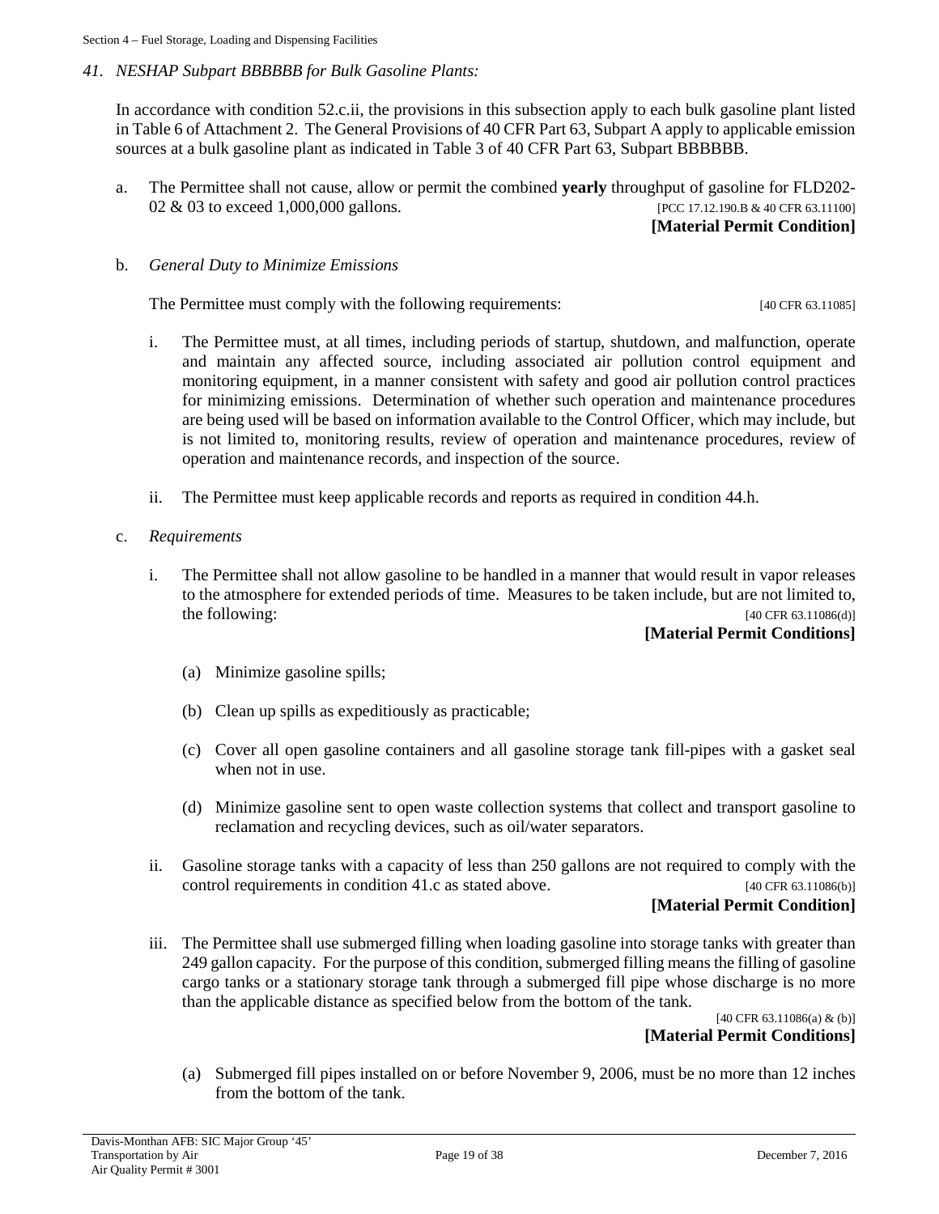## 41. *NESHAP Subpart BBBBBB for Bulk Gasoline Plants:*

In accordance with condition 52.c.ii, the provisions in this subsection apply to each bulk gasoline plant listed in Table 6 of Attachment 2. The General Provisions of 40 CFR Part 63, Subpart A apply to applicable emission sources at a bulk gasoline plant as indicated in Table 3 of 40 CFR Part 63, Subpart BBBBBB.

a. The Permittee shall not cause, allow or permit the combined **yearly** throughput of gasoline for FLD202-02 & 03 to exceed 1,000,000 gallons. [PCC 17.12.190.B & 40 CFR 63.11100]
**[Material Permit Condition]**

b. *General Duty to Minimize Emissions*

The Permittee must comply with the following requirements: [40 CFR 63.11085]

i. The Permittee must, at all times, including periods of startup, shutdown, and malfunction, operate and maintain any affected source, including associated air pollution control equipment and monitoring equipment, in a manner consistent with safety and good air pollution control practices for minimizing emissions. Determination of whether such operation and maintenance procedures are being used will be based on information available to the Control Officer, which may include, but is not limited to, monitoring results, review of operation and maintenance procedures, review of operation and maintenance records, and inspection of the source.

ii. The Permittee must keep applicable records and reports as required in condition 44.h.

c. *Requirements*

i. The Permittee shall not allow gasoline to be handled in a manner that would result in vapor releases to the atmosphere for extended periods of time. Measures to be taken include, but are not limited to, the following: [40 CFR 63.11086(d)]
**[Material Permit Conditions]**

(a) Minimize gasoline spills;

(b) Clean up spills as expeditiously as practicable;

(c) Cover all open gasoline containers and all gasoline storage tank fill-pipes with a gasket seal when not in use.

(d) Minimize gasoline sent to open waste collection systems that collect and transport gasoline to reclamation and recycling devices, such as oil/water separators.

ii. Gasoline storage tanks with a capacity of less than 250 gallons are not required to comply with the control requirements in condition 41.c as stated above. [40 CFR 63.11086(b)]
**[Material Permit Condition]**

iii. The Permittee shall use submerged filling when loading gasoline into storage tanks with greater than 249 gallon capacity. For the purpose of this condition, submerged filling means the filling of gasoline cargo tanks or a stationary storage tank through a submerged fill pipe whose discharge is no more than the applicable distance as specified below from the bottom of the tank.
[40 CFR 63.11086(a) & (b)]
**[Material Permit Conditions]**

(a) Submerged fill pipes installed on or before November 9, 2006, must be no more than 12 inches from the bottom of the tank.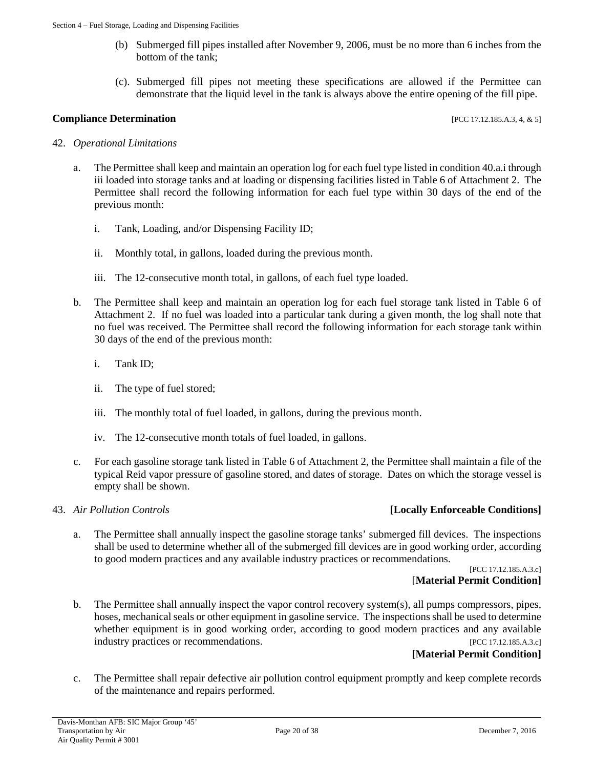(b) Submerged fill pipes installed after November 9, 2006, must be no more than 6 inches from the bottom of the tank;

(c). Submerged fill pipes not meeting these specifications are allowed if the Permittee can demonstrate that the liquid level in the tank is always above the entire opening of the fill pipe.

**Compliance Determination** [PCC 17.12.185.A.3, 4, & 5]

42. *Operational Limitations*

a. The Permittee shall keep and maintain an operation log for each fuel type listed in condition 40.a.i through iii loaded into storage tanks and at loading or dispensing facilities listed in Table 6 of Attachment 2. The Permittee shall record the following information for each fuel type within 30 days of the end of the previous month:

i. Tank, Loading, and/or Dispensing Facility ID;

ii. Monthly total, in gallons, loaded during the previous month.

iii. The 12-consecutive month total, in gallons, of each fuel type loaded.

b. The Permittee shall keep and maintain an operation log for each fuel storage tank listed in Table 6 of Attachment 2. If no fuel was loaded into a particular tank during a given month, the log shall note that no fuel was received. The Permittee shall record the following information for each storage tank within 30 days of the end of the previous month:

i. Tank ID;

ii. The type of fuel stored;

iii. The monthly total of fuel loaded, in gallons, during the previous month.

iv. The 12-consecutive month totals of fuel loaded, in gallons.

c. For each gasoline storage tank listed in Table 6 of Attachment 2, the Permittee shall maintain a file of the typical Reid vapor pressure of gasoline stored, and dates of storage. Dates on which the storage vessel is empty shall be shown.

43. *Air Pollution Controls* **[Locally Enforceable Conditions]**

a. The Permittee shall annually inspect the gasoline storage tanks' submerged fill devices. The inspections shall be used to determine whether all of the submerged fill devices are in good working order, according to good modern practices and any available industry practices or recommendations.

[PCC 17.12.185.A.3.c]
[**Material Permit Condition]**

b. The Permittee shall annually inspect the vapor control recovery system(s), all pumps compressors, pipes, hoses, mechanical seals or other equipment in gasoline service. The inspections shall be used to determine whether equipment is in good working order, according to good modern practices and any available industry practices or recommendations. [PCC 17.12.185.A.3.c]

**[Material Permit Condition]**

c. The Permittee shall repair defective air pollution control equipment promptly and keep complete records of the maintenance and repairs performed.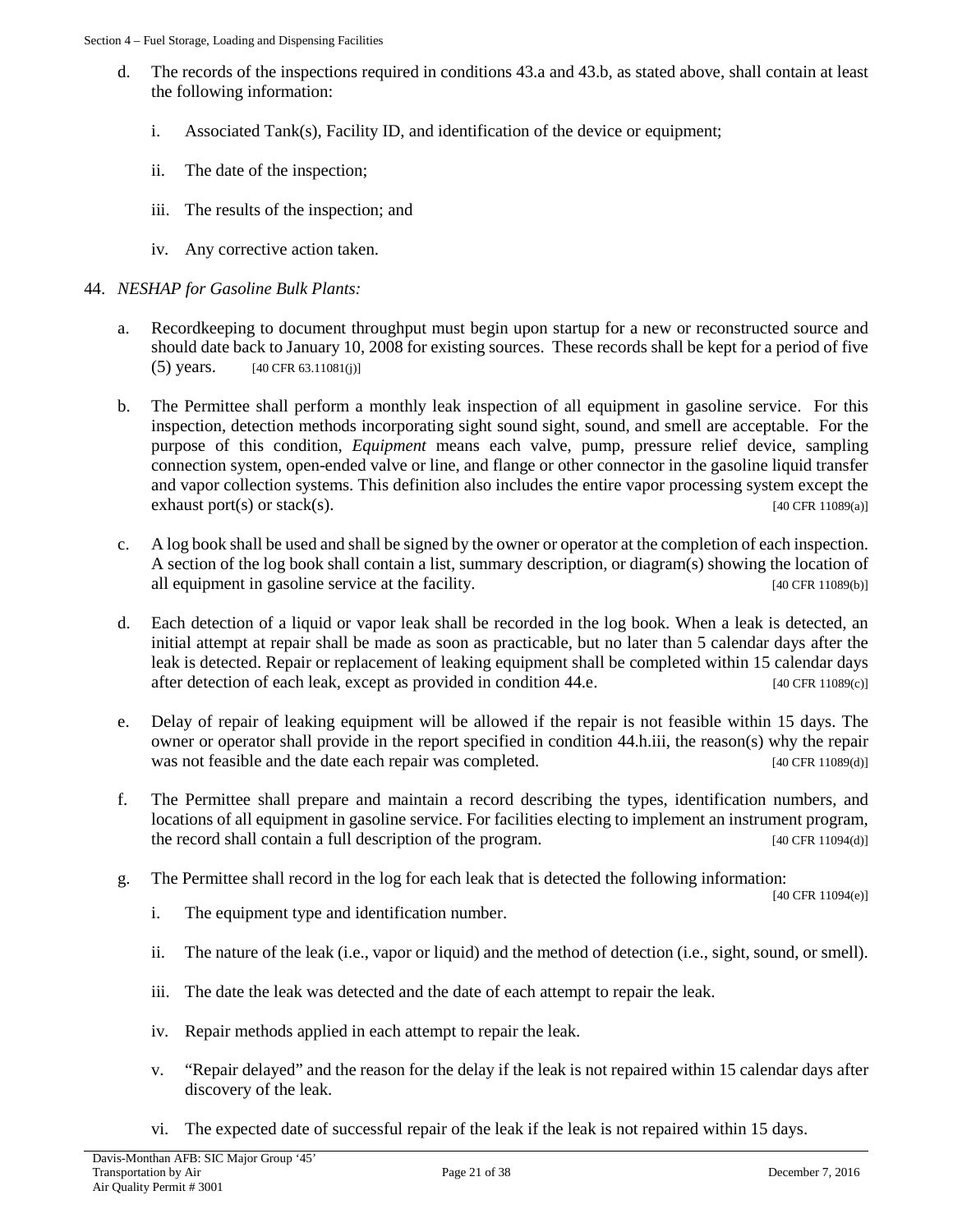d. The records of the inspections required in conditions 43.a and 43.b, as stated above, shall contain at least the following information:

   i. Associated Tank(s), Facility ID, and identification of the device or equipment;

   ii. The date of the inspection;

   iii. The results of the inspection; and

   iv. Any corrective action taken.

44. *NESHAP for Gasoline Bulk Plants:*

   a. Recordkeeping to document throughput must begin upon startup for a new or reconstructed source and should date back to January 10, 2008 for existing sources. These records shall be kept for a period of five (5) years. [40 CFR 63.11081(j)]

   b. The Permittee shall perform a monthly leak inspection of all equipment in gasoline service. For this inspection, detection methods incorporating sight sound sight, sound, and smell are acceptable. For the purpose of this condition, *Equipment* means each valve, pump, pressure relief device, sampling connection system, open-ended valve or line, and flange or other connector in the gasoline liquid transfer and vapor collection systems. This definition also includes the entire vapor processing system except the exhaust port(s) or stack(s). [40 CFR 11089(a)]

   c. A log book shall be used and shall be signed by the owner or operator at the completion of each inspection. A section of the log book shall contain a list, summary description, or diagram(s) showing the location of all equipment in gasoline service at the facility. [40 CFR 11089(b)]

   d. Each detection of a liquid or vapor leak shall be recorded in the log book. When a leak is detected, an initial attempt at repair shall be made as soon as practicable, but no later than 5 calendar days after the leak is detected. Repair or replacement of leaking equipment shall be completed within 15 calendar days after detection of each leak, except as provided in condition 44.e. [40 CFR 11089(c)]

   e. Delay of repair of leaking equipment will be allowed if the repair is not feasible within 15 days. The owner or operator shall provide in the report specified in condition 44.h.iii, the reason(s) why the repair was not feasible and the date each repair was completed. [40 CFR 11089(d)]

   f. The Permittee shall prepare and maintain a record describing the types, identification numbers, and locations of all equipment in gasoline service. For facilities electing to implement an instrument program, the record shall contain a full description of the program. [40 CFR 11094(d)]

   g. The Permittee shall record in the log for each leak that is detected the following information: [40 CFR 11094(e)]

      i. The equipment type and identification number.

      ii. The nature of the leak (i.e., vapor or liquid) and the method of detection (i.e., sight, sound, or smell).

      iii. The date the leak was detected and the date of each attempt to repair the leak.

      iv. Repair methods applied in each attempt to repair the leak.

      v. "Repair delayed" and the reason for the delay if the leak is not repaired within 15 calendar days after discovery of the leak.

      vi. The expected date of successful repair of the leak if the leak is not repaired within 15 days.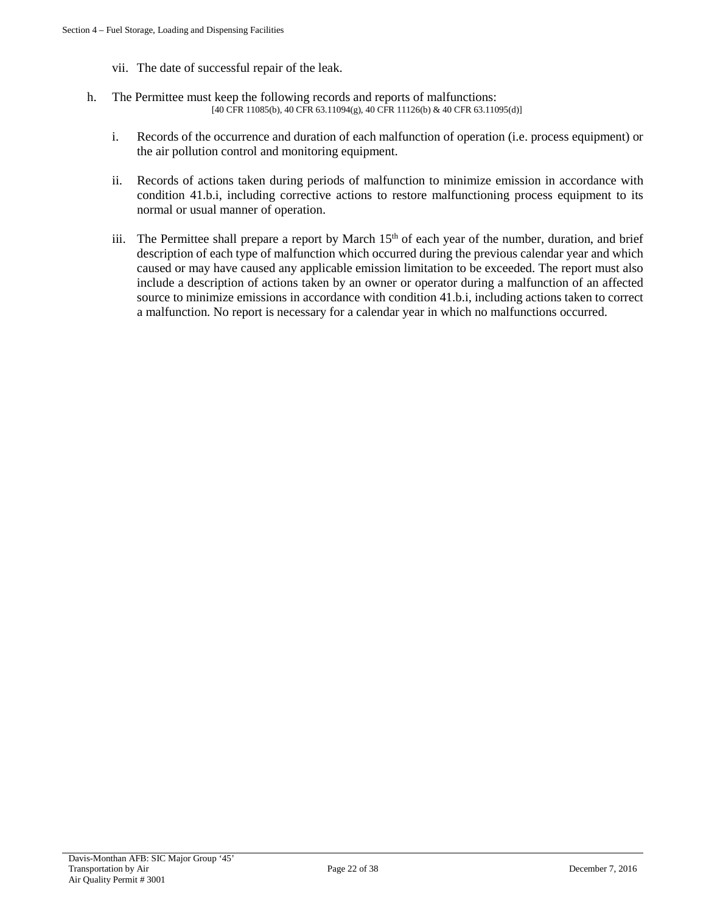vii. The date of successful repair of the leak.

h. The Permittee must keep the following records and reports of malfunctions:
[40 CFR 11085(b), 40 CFR 63.11094(g), 40 CFR 11126(b) & 40 CFR 63.11095(d)]

   i. Records of the occurrence and duration of each malfunction of operation (i.e. process equipment) or the air pollution control and monitoring equipment.

   ii. Records of actions taken during periods of malfunction to minimize emission in accordance with condition 41.b.i, including corrective actions to restore malfunctioning process equipment to its normal or usual manner of operation.

   iii. The Permittee shall prepare a report by March 15th of each year of the number, duration, and brief description of each type of malfunction which occurred during the previous calendar year and which caused or may have caused any applicable emission limitation to be exceeded. The report must also include a description of actions taken by an owner or operator during a malfunction of an affected source to minimize emissions in accordance with condition 41.b.i, including actions taken to correct a malfunction. No report is necessary for a calendar year in which no malfunctions occurred.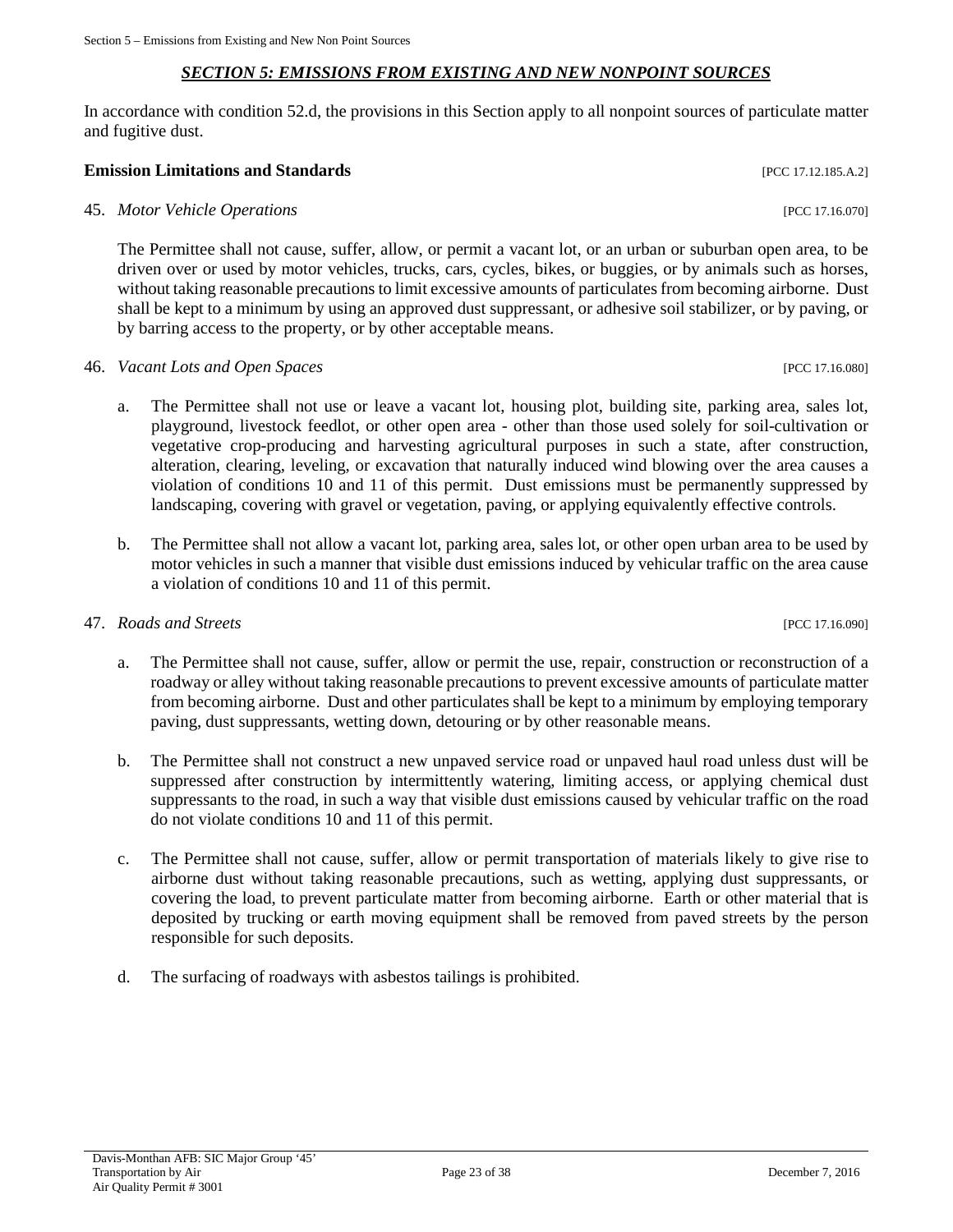## *SECTION 5: EMISSIONS FROM EXISTING AND NEW NONPOINT SOURCES*

In accordance with condition 52.d, the provisions in this Section apply to all nonpoint sources of particulate matter and fugitive dust.

**Emission Limitations and Standards** [PCC 17.12.185.A.2]

45. *Motor Vehicle Operations* [PCC 17.16.070]

    The Permittee shall not cause, suffer, allow, or permit a vacant lot, or an urban or suburban open area, to be driven over or used by motor vehicles, trucks, cars, cycles, bikes, or buggies, or by animals such as horses, without taking reasonable precautions to limit excessive amounts of particulates from becoming airborne. Dust shall be kept to a minimum by using an approved dust suppressant, or adhesive soil stabilizer, or by paving, or by barring access to the property, or by other acceptable means.

46. *Vacant Lots and Open Spaces* [PCC 17.16.080]

    a. The Permittee shall not use or leave a vacant lot, housing plot, building site, parking area, sales lot, playground, livestock feedlot, or other open area - other than those used solely for soil-cultivation or vegetative crop-producing and harvesting agricultural purposes in such a state, after construction, alteration, clearing, leveling, or excavation that naturally induced wind blowing over the area causes a violation of conditions 10 and 11 of this permit. Dust emissions must be permanently suppressed by landscaping, covering with gravel or vegetation, paving, or applying equivalently effective controls.

    b. The Permittee shall not allow a vacant lot, parking area, sales lot, or other open urban area to be used by motor vehicles in such a manner that visible dust emissions induced by vehicular traffic on the area cause a violation of conditions 10 and 11 of this permit.

47. *Roads and Streets* [PCC 17.16.090]

    a. The Permittee shall not cause, suffer, allow or permit the use, repair, construction or reconstruction of a roadway or alley without taking reasonable precautions to prevent excessive amounts of particulate matter from becoming airborne. Dust and other particulates shall be kept to a minimum by employing temporary paving, dust suppressants, wetting down, detouring or by other reasonable means.

    b. The Permittee shall not construct a new unpaved service road or unpaved haul road unless dust will be suppressed after construction by intermittently watering, limiting access, or applying chemical dust suppressants to the road, in such a way that visible dust emissions caused by vehicular traffic on the road do not violate conditions 10 and 11 of this permit.

    c. The Permittee shall not cause, suffer, allow or permit transportation of materials likely to give rise to airborne dust without taking reasonable precautions, such as wetting, applying dust suppressants, or covering the load, to prevent particulate matter from becoming airborne. Earth or other material that is deposited by trucking or earth moving equipment shall be removed from paved streets by the person responsible for such deposits.

    d. The surfacing of roadways with asbestos tailings is prohibited.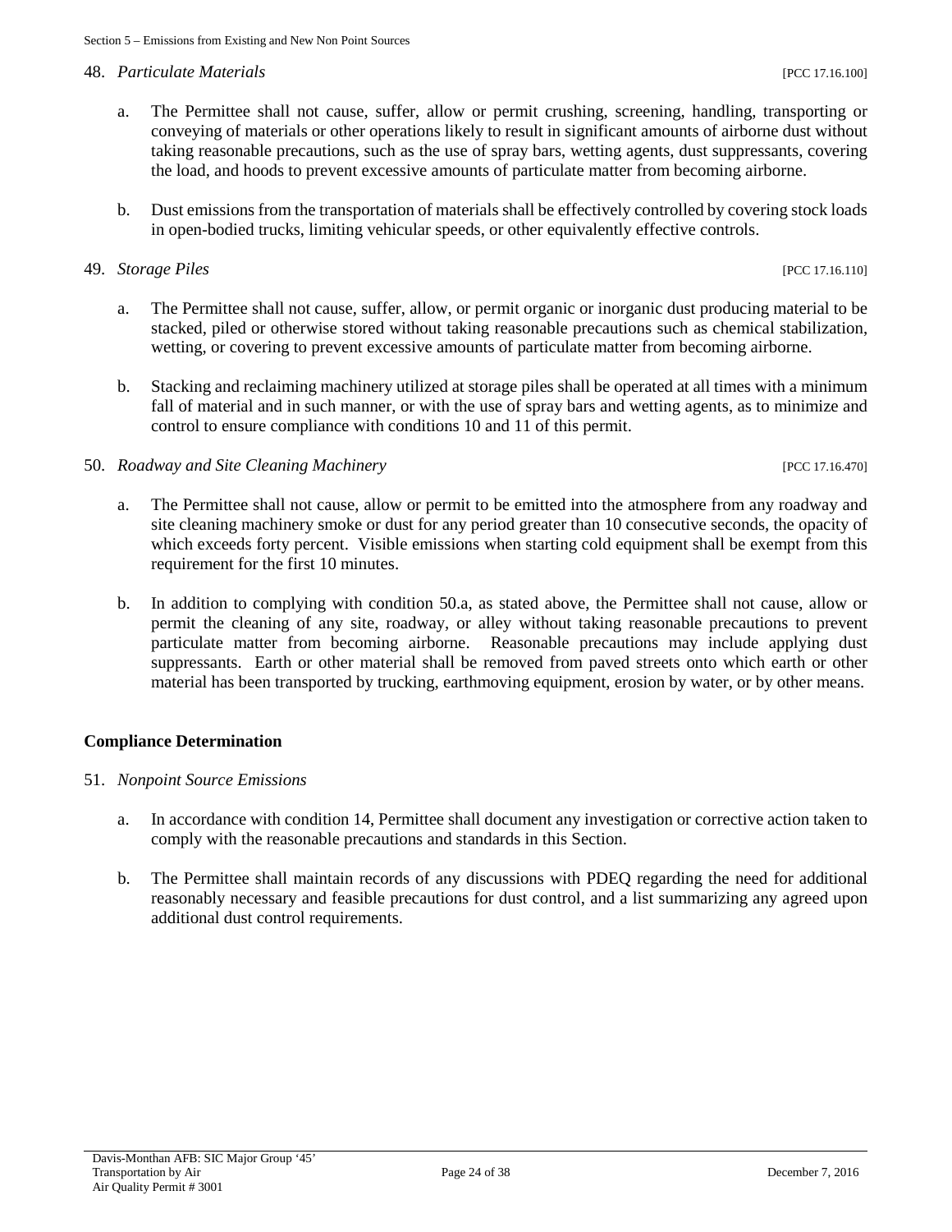48. *Particulate Materials* [PCC 17.16.100]

   a. The Permittee shall not cause, suffer, allow or permit crushing, screening, handling, transporting or conveying of materials or other operations likely to result in significant amounts of airborne dust without taking reasonable precautions, such as the use of spray bars, wetting agents, dust suppressants, covering the load, and hoods to prevent excessive amounts of particulate matter from becoming airborne.

   b. Dust emissions from the transportation of materials shall be effectively controlled by covering stock loads in open-bodied trucks, limiting vehicular speeds, or other equivalently effective controls.

49. *Storage Piles* [PCC 17.16.110]

   a. The Permittee shall not cause, suffer, allow, or permit organic or inorganic dust producing material to be stacked, piled or otherwise stored without taking reasonable precautions such as chemical stabilization, wetting, or covering to prevent excessive amounts of particulate matter from becoming airborne.

   b. Stacking and reclaiming machinery utilized at storage piles shall be operated at all times with a minimum fall of material and in such manner, or with the use of spray bars and wetting agents, as to minimize and control to ensure compliance with conditions 10 and 11 of this permit.

50. *Roadway and Site Cleaning Machinery* [PCC 17.16.470]

   a. The Permittee shall not cause, allow or permit to be emitted into the atmosphere from any roadway and site cleaning machinery smoke or dust for any period greater than 10 consecutive seconds, the opacity of which exceeds forty percent. Visible emissions when starting cold equipment shall be exempt from this requirement for the first 10 minutes.

   b. In addition to complying with condition 50.a, as stated above, the Permittee shall not cause, allow or permit the cleaning of any site, roadway, or alley without taking reasonable precautions to prevent particulate matter from becoming airborne. Reasonable precautions may include applying dust suppressants. Earth or other material shall be removed from paved streets onto which earth or other material has been transported by trucking, earthmoving equipment, erosion by water, or by other means.

**Compliance Determination**

51. *Nonpoint Source Emissions*

   a. In accordance with condition 14, Permittee shall document any investigation or corrective action taken to comply with the reasonable precautions and standards in this Section.

   b. The Permittee shall maintain records of any discussions with PDEQ regarding the need for additional reasonably necessary and feasible precautions for dust control, and a list summarizing any agreed upon additional dust control requirements.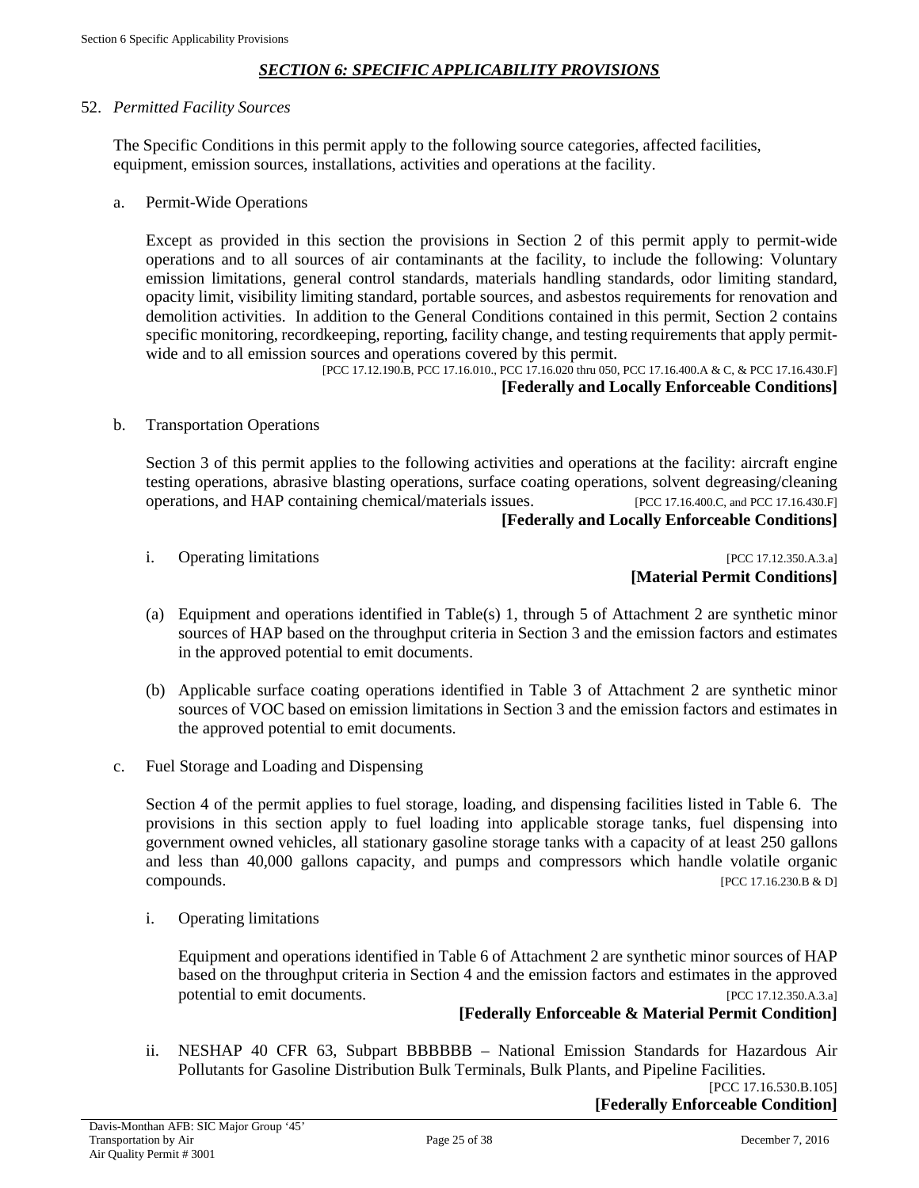## *SECTION 6: SPECIFIC APPLICABILITY PROVISIONS*

52. *Permitted Facility Sources*

The Specific Conditions in this permit apply to the following source categories, affected facilities, equipment, emission sources, installations, activities and operations at the facility.

a. Permit-Wide Operations

Except as provided in this section the provisions in Section 2 of this permit apply to permit-wide operations and to all sources of air contaminants at the facility, to include the following: Voluntary emission limitations, general control standards, materials handling standards, odor limiting standard, opacity limit, visibility limiting standard, portable sources, and asbestos requirements for renovation and demolition activities. In addition to the General Conditions contained in this permit, Section 2 contains specific monitoring, recordkeeping, reporting, facility change, and testing requirements that apply permit-wide and to all emission sources and operations covered by this permit.

[PCC 17.12.190.B, PCC 17.16.010., PCC 17.16.020 thru 050, PCC 17.16.400.A & C, & PCC 17.16.430.F]

**[Federally and Locally Enforceable Conditions]**

b. Transportation Operations

Section 3 of this permit applies to the following activities and operations at the facility: aircraft engine testing operations, abrasive blasting operations, surface coating operations, solvent degreasing/cleaning operations, and HAP containing chemical/materials issues. [PCC 17.16.400.C, and PCC 17.16.430.F]

**[Federally and Locally Enforceable Conditions]**

i. Operating limitations [PCC 17.12.350.A.3.a]

**[Material Permit Conditions]**

(a) Equipment and operations identified in Table(s) 1, through 5 of Attachment 2 are synthetic minor sources of HAP based on the throughput criteria in Section 3 and the emission factors and estimates in the approved potential to emit documents.

(b) Applicable surface coating operations identified in Table 3 of Attachment 2 are synthetic minor sources of VOC based on emission limitations in Section 3 and the emission factors and estimates in the approved potential to emit documents.

c. Fuel Storage and Loading and Dispensing

Section 4 of the permit applies to fuel storage, loading, and dispensing facilities listed in Table 6. The provisions in this section apply to fuel loading into applicable storage tanks, fuel dispensing into government owned vehicles, all stationary gasoline storage tanks with a capacity of at least 250 gallons and less than 40,000 gallons capacity, and pumps and compressors which handle volatile organic compounds. [PCC 17.16.230.B & D]

i. Operating limitations

Equipment and operations identified in Table 6 of Attachment 2 are synthetic minor sources of HAP based on the throughput criteria in Section 4 and the emission factors and estimates in the approved potential to emit documents. [PCC 17.12.350.A.3.a]

**[Federally Enforceable & Material Permit Condition]**

ii. NESHAP 40 CFR 63, Subpart BBBBBB – National Emission Standards for Hazardous Air Pollutants for Gasoline Distribution Bulk Terminals, Bulk Plants, and Pipeline Facilities.

[PCC 17.16.530.B.105]

**[Federally Enforceable Condition]**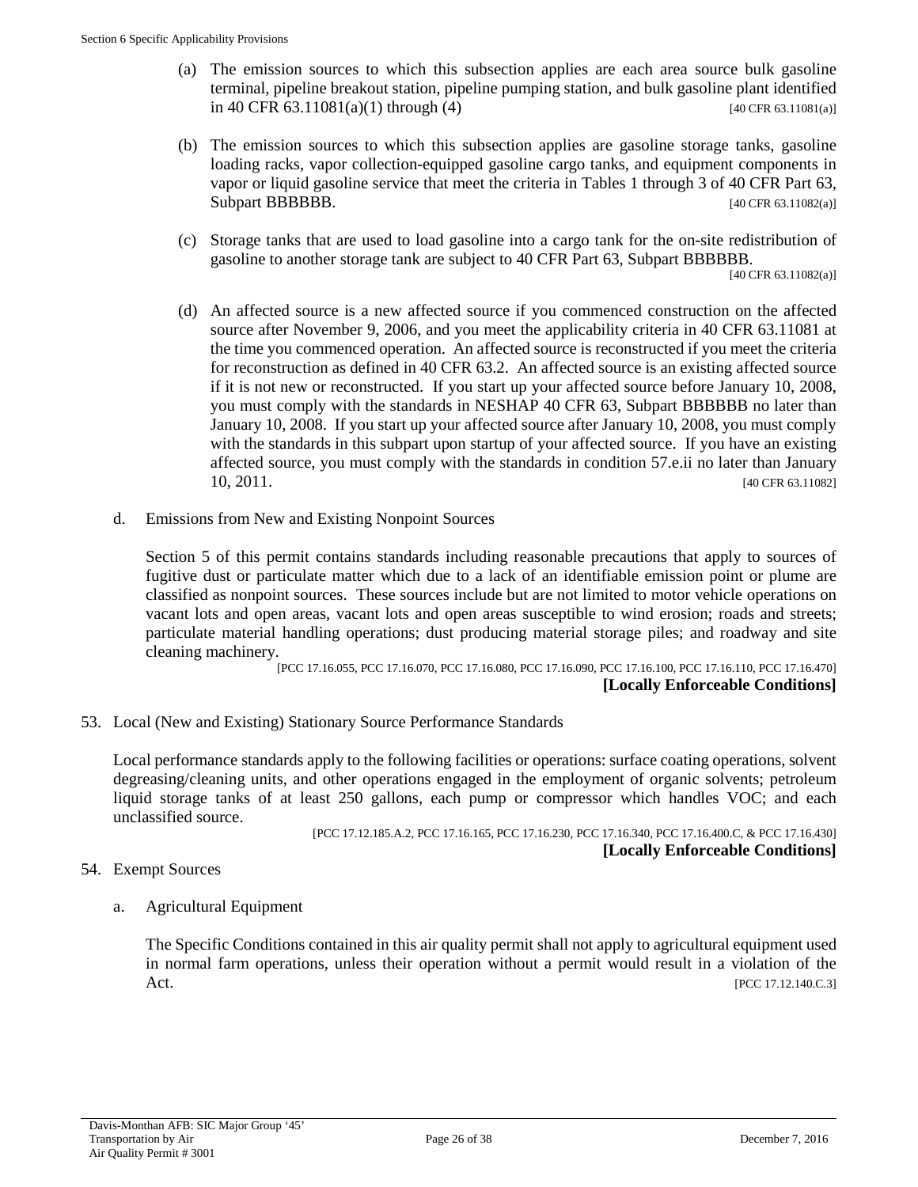(a) The emission sources to which this subsection applies are each area source bulk gasoline terminal, pipeline breakout station, pipeline pumping station, and bulk gasoline plant identified in 40 CFR 63.11081(a)(1) through (4) [40 CFR 63.11081(a)]

(b) The emission sources to which this subsection applies are gasoline storage tanks, gasoline loading racks, vapor collection-equipped gasoline cargo tanks, and equipment components in vapor or liquid gasoline service that meet the criteria in Tables 1 through 3 of 40 CFR Part 63, Subpart BBBBBB. [40 CFR 63.11082(a)]

(c) Storage tanks that are used to load gasoline into a cargo tank for the on-site redistribution of gasoline to another storage tank are subject to 40 CFR Part 63, Subpart BBBBBB. [40 CFR 63.11082(a)]

(d) An affected source is a new affected source if you commenced construction on the affected source after November 9, 2006, and you meet the applicability criteria in 40 CFR 63.11081 at the time you commenced operation. An affected source is reconstructed if you meet the criteria for reconstruction as defined in 40 CFR 63.2. An affected source is an existing affected source if it is not new or reconstructed. If you start up your affected source before January 10, 2008, you must comply with the standards in NESHAP 40 CFR 63, Subpart BBBBBB no later than January 10, 2008. If you start up your affected source after January 10, 2008, you must comply with the standards in this subpart upon startup of your affected source. If you have an existing affected source, you must comply with the standards in condition 57.e.ii no later than January 10, 2011. [40 CFR 63.11082]

d. Emissions from New and Existing Nonpoint Sources

Section 5 of this permit contains standards including reasonable precautions that apply to sources of fugitive dust or particulate matter which due to a lack of an identifiable emission point or plume are classified as nonpoint sources. These sources include but are not limited to motor vehicle operations on vacant lots and open areas, vacant lots and open areas susceptible to wind erosion; roads and streets; particulate material handling operations; dust producing material storage piles; and roadway and site cleaning machinery.

[PCC 17.16.055, PCC 17.16.070, PCC 17.16.080, PCC 17.16.090, PCC 17.16.100, PCC 17.16.110, PCC 17.16.470]
**[Locally Enforceable Conditions]**

53. Local (New and Existing) Stationary Source Performance Standards

Local performance standards apply to the following facilities or operations: surface coating operations, solvent degreasing/cleaning units, and other operations engaged in the employment of organic solvents; petroleum liquid storage tanks of at least 250 gallons, each pump or compressor which handles VOC; and each unclassified source.

[PCC 17.12.185.A.2, PCC 17.16.165, PCC 17.16.230, PCC 17.16.340, PCC 17.16.400.C, & PCC 17.16.430]
**[Locally Enforceable Conditions]**

54. Exempt Sources

a. Agricultural Equipment

The Specific Conditions contained in this air quality permit shall not apply to agricultural equipment used in normal farm operations, unless their operation without a permit would result in a violation of the Act. [PCC 17.12.140.C.3]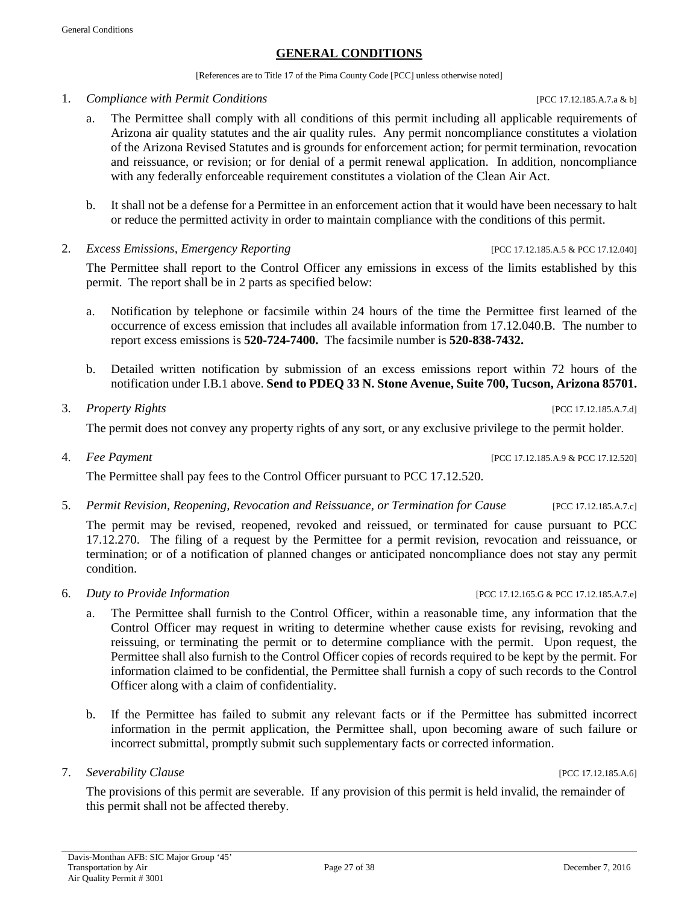## GENERAL CONDITIONS

[References are to Title 17 of the Pima County Code [PCC] unless otherwise noted]

1. *Compliance with Permit Conditions* [PCC 17.12.185.A.7.a & b]

   a. The Permittee shall comply with all conditions of this permit including all applicable requirements of Arizona air quality statutes and the air quality rules. Any permit noncompliance constitutes a violation of the Arizona Revised Statutes and is grounds for enforcement action; for permit termination, revocation and reissuance, or revision; or for denial of a permit renewal application. In addition, noncompliance with any federally enforceable requirement constitutes a violation of the Clean Air Act.

   b. It shall not be a defense for a Permittee in an enforcement action that it would have been necessary to halt or reduce the permitted activity in order to maintain compliance with the conditions of this permit.

2. *Excess Emissions, Emergency Reporting* [PCC 17.12.185.A.5 & PCC 17.12.040]

   The Permittee shall report to the Control Officer any emissions in excess of the limits established by this permit. The report shall be in 2 parts as specified below:

   a. Notification by telephone or facsimile within 24 hours of the time the Permittee first learned of the occurrence of excess emission that includes all available information from 17.12.040.B. The number to report excess emissions is **520-724-7400.** The facsimile number is **520-838-7432.**

   b. Detailed written notification by submission of an excess emissions report within 72 hours of the notification under I.B.1 above. **Send to PDEQ 33 N. Stone Avenue, Suite 700, Tucson, Arizona 85701.**

3. *Property Rights* [PCC 17.12.185.A.7.d]

   The permit does not convey any property rights of any sort, or any exclusive privilege to the permit holder.

4. *Fee Payment* [PCC 17.12.185.A.9 & PCC 17.12.520]

   The Permittee shall pay fees to the Control Officer pursuant to PCC 17.12.520.

5. *Permit Revision, Reopening, Revocation and Reissuance, or Termination for Cause* [PCC 17.12.185.A.7.c]

   The permit may be revised, reopened, revoked and reissued, or terminated for cause pursuant to PCC 17.12.270. The filing of a request by the Permittee for a permit revision, revocation and reissuance, or termination; or of a notification of planned changes or anticipated noncompliance does not stay any permit condition.

6. *Duty to Provide Information* [PCC 17.12.165.G & PCC 17.12.185.A.7.e]

   a. The Permittee shall furnish to the Control Officer, within a reasonable time, any information that the Control Officer may request in writing to determine whether cause exists for revising, revoking and reissuing, or terminating the permit or to determine compliance with the permit. Upon request, the Permittee shall also furnish to the Control Officer copies of records required to be kept by the permit. For information claimed to be confidential, the Permittee shall furnish a copy of such records to the Control Officer along with a claim of confidentiality.

   b. If the Permittee has failed to submit any relevant facts or if the Permittee has submitted incorrect information in the permit application, the Permittee shall, upon becoming aware of such failure or incorrect submittal, promptly submit such supplementary facts or corrected information.

7. *Severability Clause* [PCC 17.12.185.A.6]

   The provisions of this permit are severable. If any provision of this permit is held invalid, the remainder of this permit shall not be affected thereby.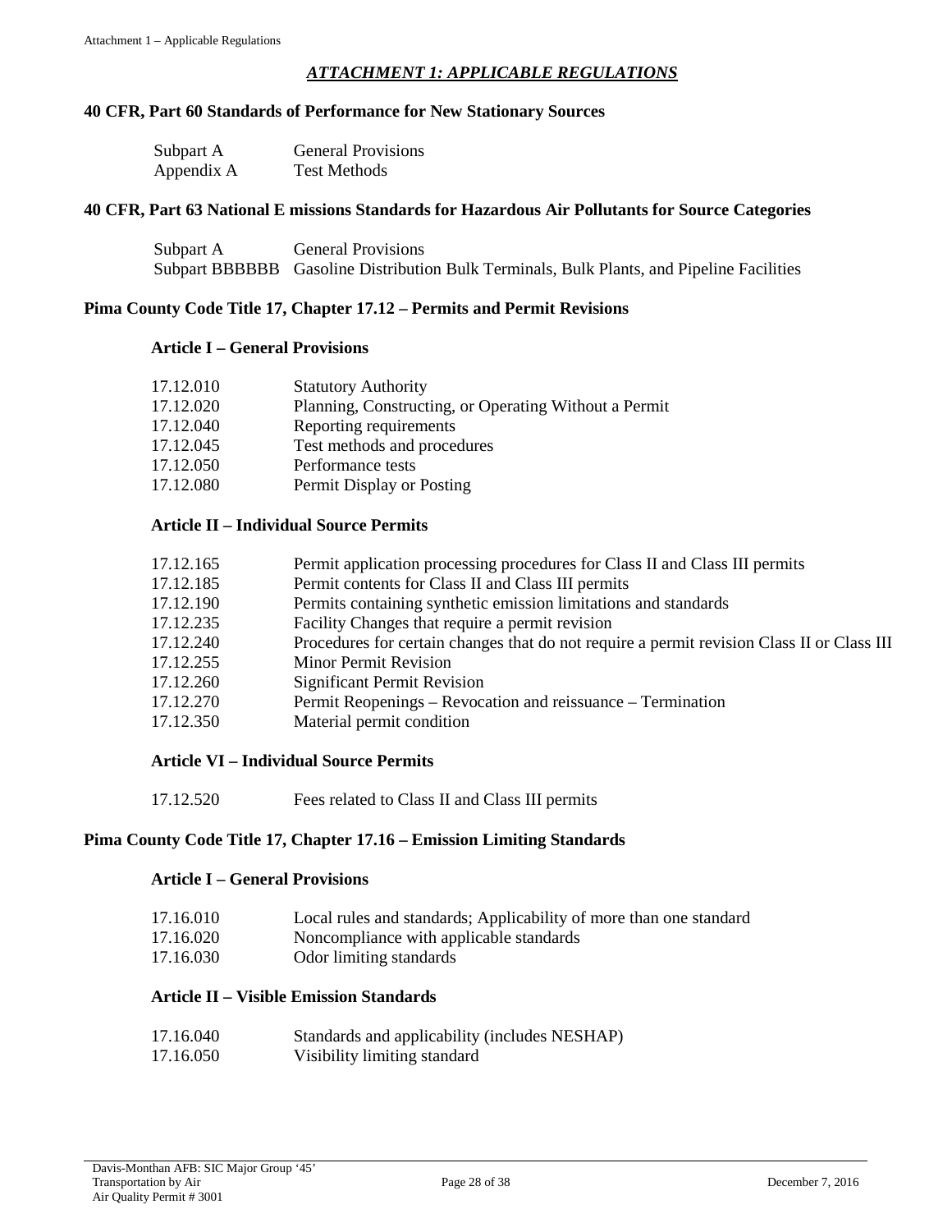## *ATTACHMENT 1: APPLICABLE REGULATIONS*

### 40 CFR, Part 60 Standards of Performance for New Stationary Sources

| | |
|---|---|
| Subpart A | General Provisions |
| Appendix A | Test Methods |

### 40 CFR, Part 63 National E missions Standards for Hazardous Air Pollutants for Source Categories

| | |
|---|---|
| Subpart A | General Provisions |
| Subpart BBBBBB | Gasoline Distribution Bulk Terminals, Bulk Plants, and Pipeline Facilities |

### Pima County Code Title 17, Chapter 17.12 – Permits and Permit Revisions

#### Article I – General Provisions

| | |
|---|---|
| 17.12.010 | Statutory Authority |
| 17.12.020 | Planning, Constructing, or Operating Without a Permit |
| 17.12.040 | Reporting requirements |
| 17.12.045 | Test methods and procedures |
| 17.12.050 | Performance tests |
| 17.12.080 | Permit Display or Posting |

#### Article II – Individual Source Permits

| | |
|---|---|
| 17.12.165 | Permit application processing procedures for Class II and Class III permits |
| 17.12.185 | Permit contents for Class II and Class III permits |
| 17.12.190 | Permits containing synthetic emission limitations and standards |
| 17.12.235 | Facility Changes that require a permit revision |
| 17.12.240 | Procedures for certain changes that do not require a permit revision Class II or Class III |
| 17.12.255 | Minor Permit Revision |
| 17.12.260 | Significant Permit Revision |
| 17.12.270 | Permit Reopenings – Revocation and reissuance – Termination |
| 17.12.350 | Material permit condition |

#### Article VI – Individual Source Permits

| | |
|---|---|
| 17.12.520 | Fees related to Class II and Class III permits |

### Pima County Code Title 17, Chapter 17.16 – Emission Limiting Standards

#### Article I – General Provisions

| | |
|---|---|
| 17.16.010 | Local rules and standards; Applicability of more than one standard |
| 17.16.020 | Noncompliance with applicable standards |
| 17.16.030 | Odor limiting standards |

#### Article II – Visible Emission Standards

| | |
|---|---|
| 17.16.040 | Standards and applicability (includes NESHAP) |
| 17.16.050 | Visibility limiting standard |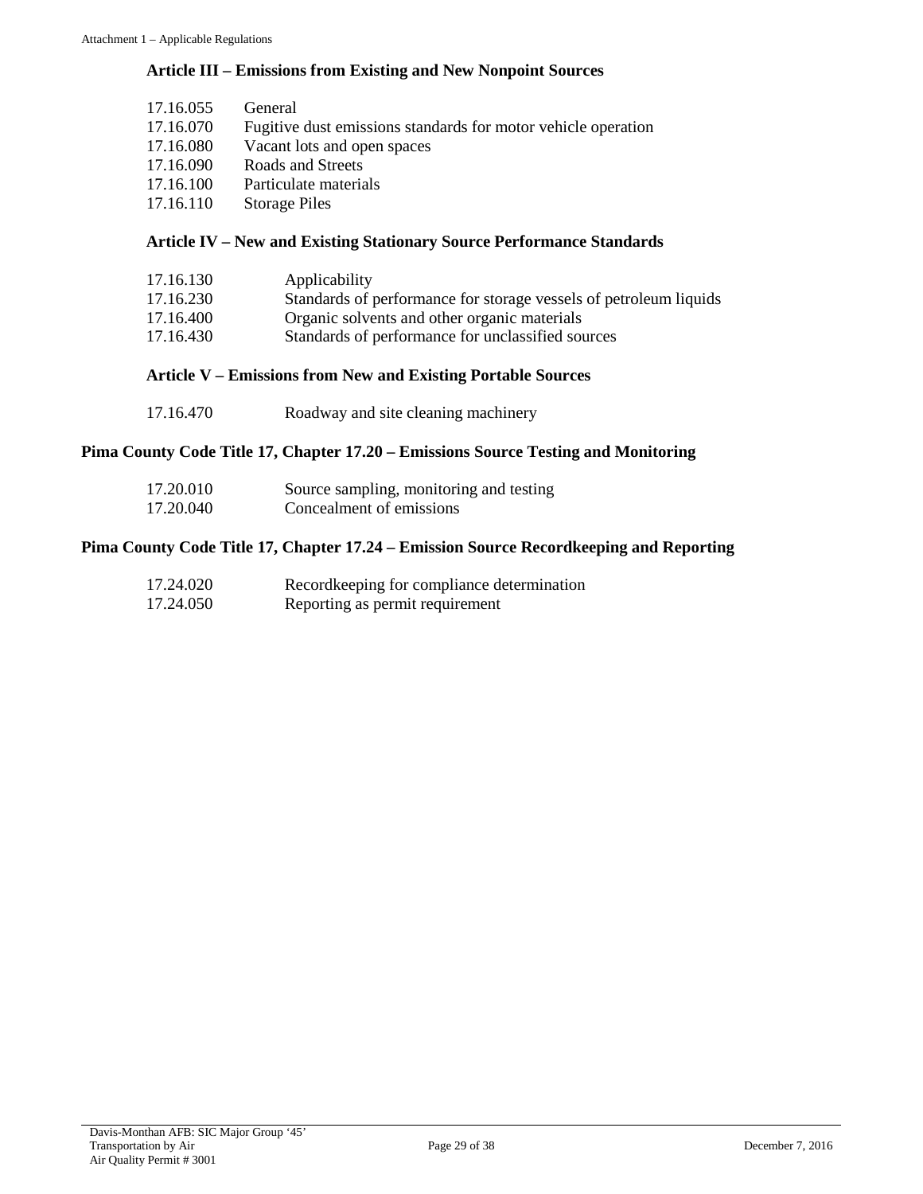### Article III – Emissions from Existing and New Nonpoint Sources

17.16.055 General
17.16.070 Fugitive dust emissions standards for motor vehicle operation
17.16.080 Vacant lots and open spaces
17.16.090 Roads and Streets
17.16.100 Particulate materials
17.16.110 Storage Piles

### Article IV – New and Existing Stationary Source Performance Standards

17.16.130 Applicability
17.16.230 Standards of performance for storage vessels of petroleum liquids
17.16.400 Organic solvents and other organic materials
17.16.430 Standards of performance for unclassified sources

### Article V – Emissions from New and Existing Portable Sources

17.16.470 Roadway and site cleaning machinery

## Pima County Code Title 17, Chapter 17.20 – Emissions Source Testing and Monitoring

17.20.010 Source sampling, monitoring and testing
17.20.040 Concealment of emissions

## Pima County Code Title 17, Chapter 17.24 – Emission Source Recordkeeping and Reporting

17.24.020 Recordkeeping for compliance determination
17.24.050 Reporting as permit requirement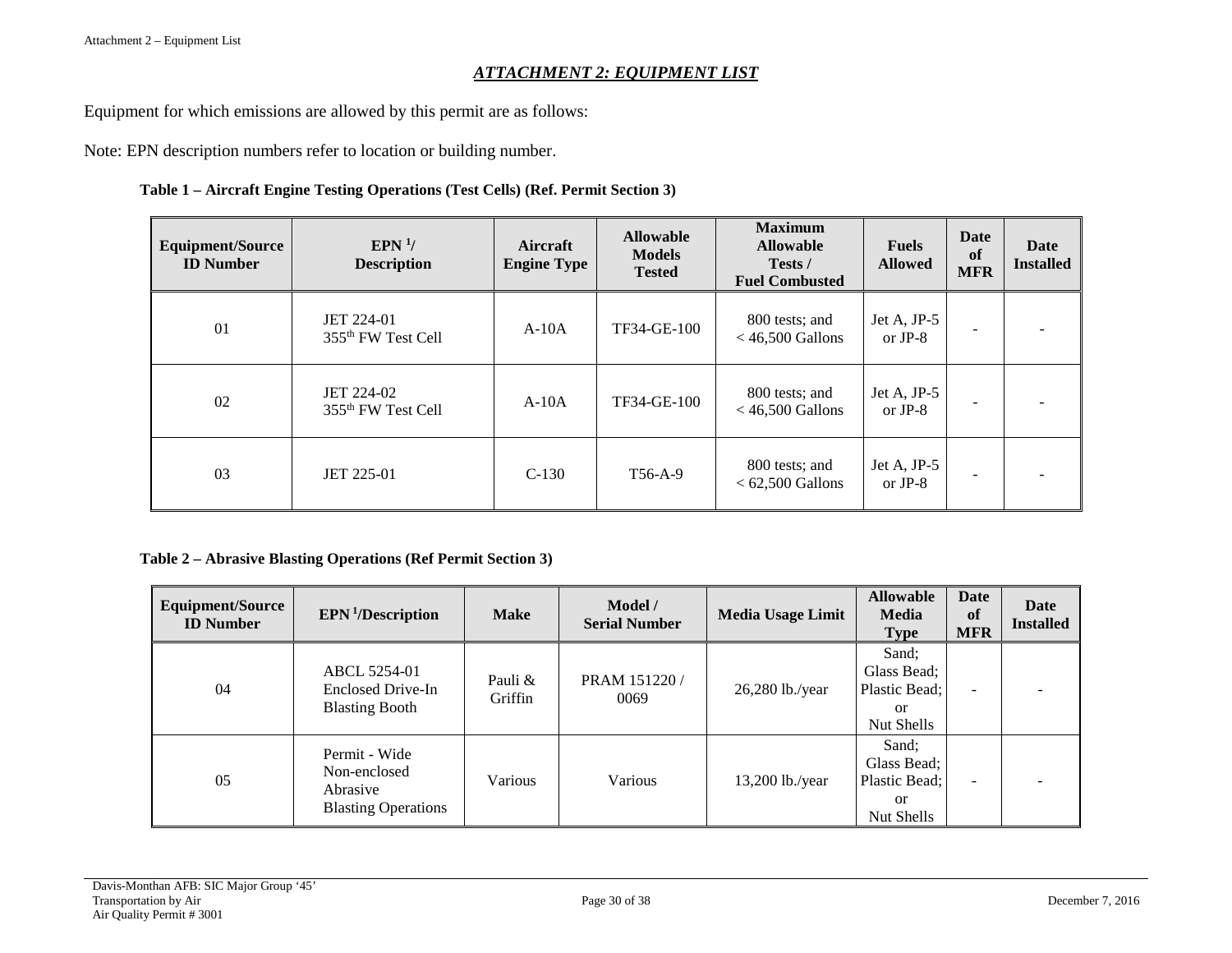## *ATTACHMENT 2: EQUIPMENT LIST*

Equipment for which emissions are allowed by this permit are as follows:

Note: EPN description numbers refer to location or building number.

**Table 1 – Aircraft Engine Testing Operations (Test Cells) (Ref. Permit Section 3)**

| Equipment/Source ID Number | EPN [1]/ Description | Aircraft Engine Type | Allowable Models Tested | Maximum Allowable Tests / Fuel Combusted | Fuels Allowed | Date of MFR | Date Installed |
|---|---|---|---|---|---|---|---|
| 01 | JET 224-01 355th FW Test Cell | A-10A | TF34-GE-100 | 800 tests; and < 46,500 Gallons | Jet A, JP-5 or JP-8 | - | - |
| 02 | JET 224-02 355th FW Test Cell | A-10A | TF34-GE-100 | 800 tests; and < 46,500 Gallons | Jet A, JP-5 or JP-8 | - | - |
| 03 | JET 225-01 | C-130 | T56-A-9 | 800 tests; and < 62,500 Gallons | Jet A, JP-5 or JP-8 | - | - |

**Table 2 – Abrasive Blasting Operations (Ref Permit Section 3)**

| Equipment/Source ID Number | EPN [1]/Description | Make | Model / Serial Number | Media Usage Limit | Allowable Media Type | Date of MFR | Date Installed |
|---|---|---|---|---|---|---|---|
| 04 | ABCL 5254-01 Enclosed Drive-In Blasting Booth | Pauli & Griffin | PRAM 151220 / 0069 | 26,280 lb./year | Sand; Glass Bead; Plastic Bead; or Nut Shells | - | - |
| 05 | Permit - Wide Non-enclosed Abrasive Blasting Operations | Various | Various | 13,200 lb./year | Sand; Glass Bead; Plastic Bead; or Nut Shells | - | - |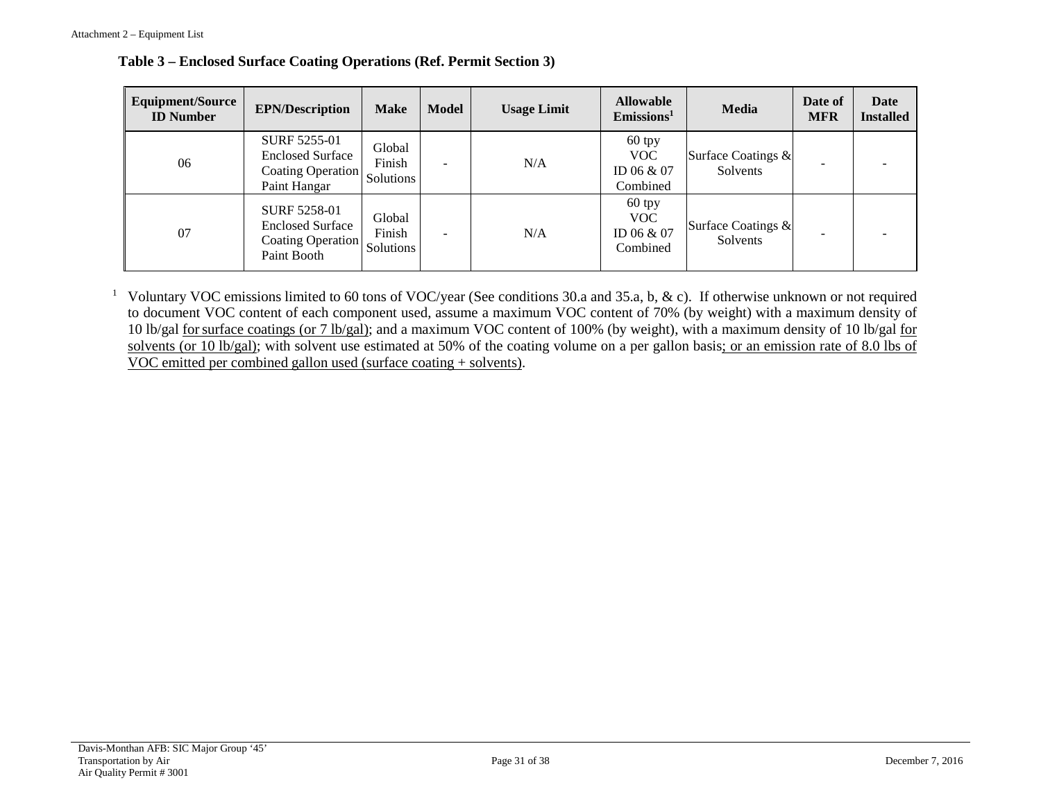### Table 3 – Enclosed Surface Coating Operations (Ref. Permit Section 3)

| Equipment/Source ID Number | EPN/Description | Make | Model | Usage Limit | Allowable Emissions[1] | Media | Date of MFR | Date Installed |
|---|---|---|---|---|---|---|---|---|
| 06 | SURF 5255-01 Enclosed Surface Coating Operation Paint Hangar | Global Finish Solutions | - | N/A | 60 tpy VOC ID 06 & 07 Combined | Surface Coatings & Solvents | - | - |
| 07 | SURF 5258-01 Enclosed Surface Coating Operation Paint Booth | Global Finish Solutions | - | N/A | 60 tpy VOC ID 06 & 07 Combined | Surface Coatings & Solvents | - | - |

[1] Voluntary VOC emissions limited to 60 tons of VOC/year (See conditions 30.a and 35.a, b, & c). If otherwise unknown or not required to document VOC content of each component used, assume a maximum VOC content of 70% (by weight) with a maximum density of 10 lb/gal for surface coatings (or 7 lb/gal); and a maximum VOC content of 100% (by weight), with a maximum density of 10 lb/gal for solvents (or 10 lb/gal); with solvent use estimated at 50% of the coating volume on a per gallon basis; or an emission rate of 8.0 lbs of VOC emitted per combined gallon used (surface coating + solvents).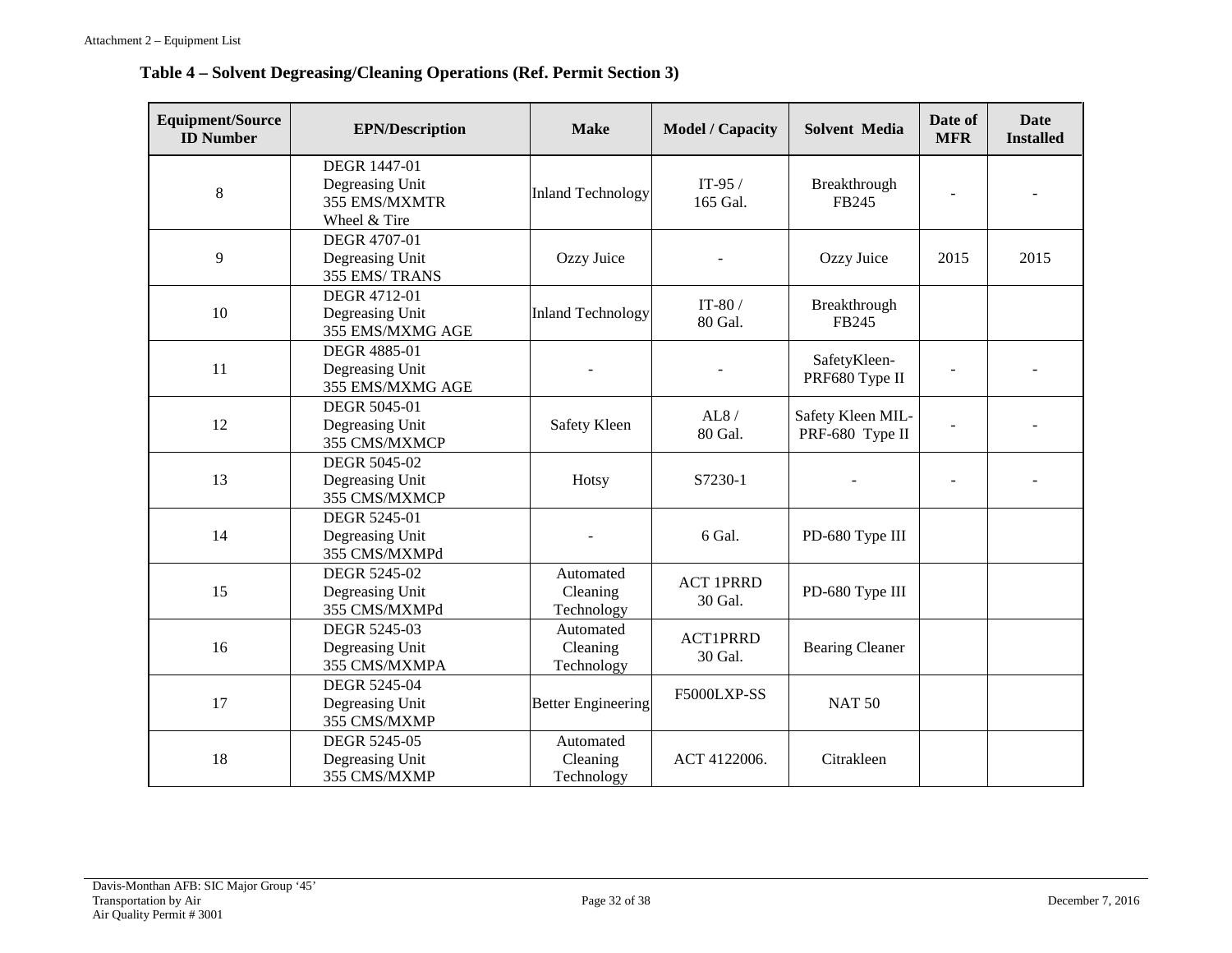### Table 4 – Solvent Degreasing/Cleaning Operations (Ref. Permit Section 3)

| Equipment/Source ID Number | EPN/Description | Make | Model / Capacity | Solvent Media | Date of MFR | Date Installed |
|---|---|---|---|---|---|---|
| 8 | DEGR 1447-01 Degreasing Unit 355 EMS/MXMTR Wheel & Tire | Inland Technology | IT-95 / 165 Gal. | Breakthrough FB245 | - | - |
| 9 | DEGR 4707-01 Degreasing Unit 355 EMS/ TRANS | Ozzy Juice | - | Ozzy Juice | 2015 | 2015 |
| 10 | DEGR 4712-01 Degreasing Unit 355 EMS/MXMG AGE | Inland Technology | IT-80 / 80 Gal. | Breakthrough FB245 | | |
| 11 | DEGR 4885-01 Degreasing Unit 355 EMS/MXMG AGE | - | - | SafetyKleen-PRF680 Type II | - | - |
| 12 | DEGR 5045-01 Degreasing Unit 355 CMS/MXMCP | Safety Kleen | AL8 / 80 Gal. | Safety Kleen MIL-PRF-680 Type II | - | - |
| 13 | DEGR 5045-02 Degreasing Unit 355 CMS/MXMCP | Hotsy | S7230-1 | - | - | - |
| 14 | DEGR 5245-01 Degreasing Unit 355 CMS/MXMPd | - | 6 Gal. | PD-680 Type III | | |
| 15 | DEGR 5245-02 Degreasing Unit 355 CMS/MXMPd | Automated Cleaning Technology | ACT 1PRRD 30 Gal. | PD-680 Type III | | |
| 16 | DEGR 5245-03 Degreasing Unit 355 CMS/MXMPA | Automated Cleaning Technology | ACT1PRRD 30 Gal. | Bearing Cleaner | | |
| 17 | DEGR 5245-04 Degreasing Unit 355 CMS/MXMP | Better Engineering | F5000LXP-SS | NAT 50 | | |
| 18 | DEGR 5245-05 Degreasing Unit 355 CMS/MXMP | Automated Cleaning Technology | ACT 4122006. | Citrakleen | | |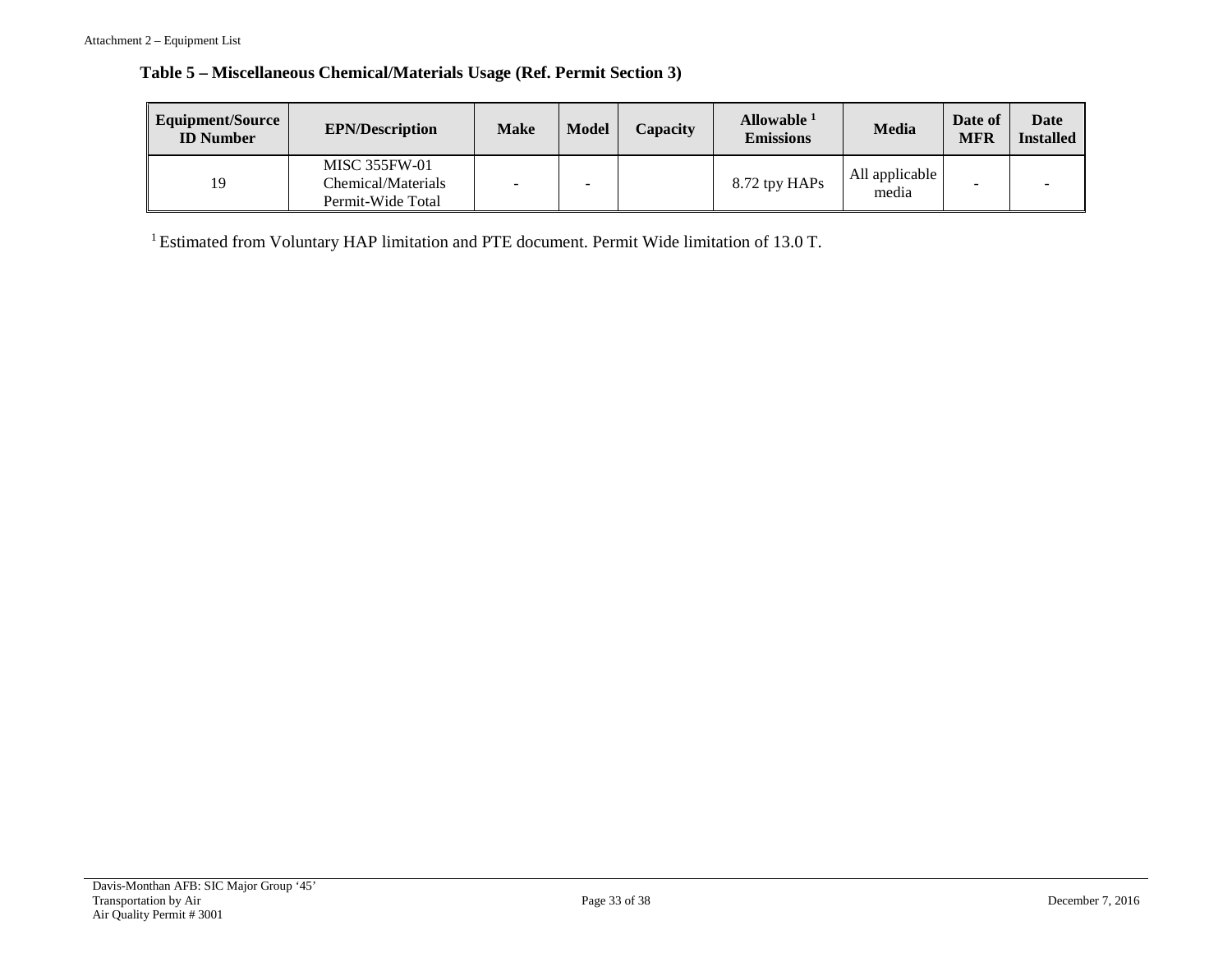### Table 5 – Miscellaneous Chemical/Materials Usage (Ref. Permit Section 3)

| Equipment/Source ID Number | EPN/Description | Make | Model | Capacity | Allowable [1] Emissions | Media | Date of MFR | Date Installed |
|---|---|---|---|---|---|---|---|---|
| 19 | MISC 355FW-01 Chemical/Materials Permit-Wide Total | - | - | | 8.72 tpy HAPs | All applicable media | - | - |

[1] Estimated from Voluntary HAP limitation and PTE document. Permit Wide limitation of 13.0 T.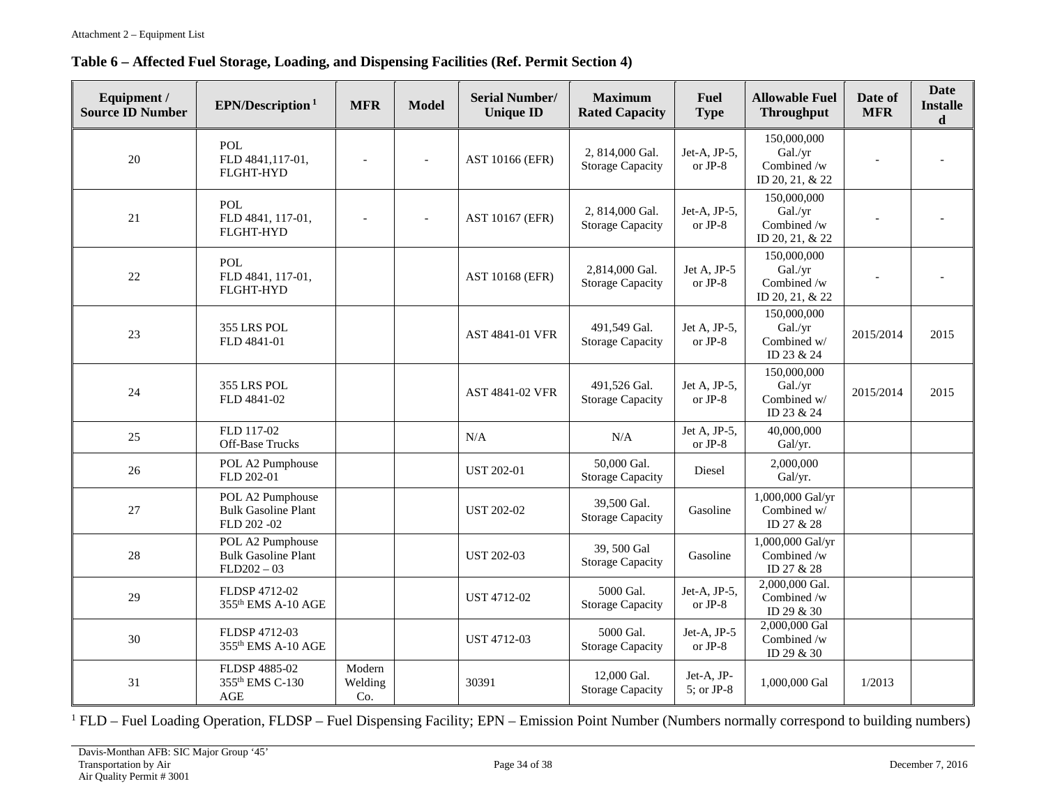## Table 6 – Affected Fuel Storage, Loading, and Dispensing Facilities (Ref. Permit Section 4)

| Equipment / Source ID Number | EPN/Description [1] | MFR | Model | Serial Number/ Unique ID | Maximum Rated Capacity | Fuel Type | Allowable Fuel Throughput | Date of MFR | Date Installed |
|---|---|---|---|---|---|---|---|---|---|
| 20 | POL FLD 4841,117-01, FLGHT-HYD | - | - | AST 10166 (EFR) | 2, 814,000 Gal. Storage Capacity | Jet-A, JP-5, or JP-8 | 150,000,000 Gal./yr Combined /w ID 20, 21, & 22 | - | - |
| 21 | POL FLD 4841, 117-01, FLGHT-HYD | - | - | AST 10167 (EFR) | 2, 814,000 Gal. Storage Capacity | Jet-A, JP-5, or JP-8 | 150,000,000 Gal./yr Combined /w ID 20, 21, & 22 | - | - |
| 22 | POL FLD 4841, 117-01, FLGHT-HYD | | | AST 10168 (EFR) | 2,814,000 Gal. Storage Capacity | Jet A, JP-5 or JP-8 | 150,000,000 Gal./yr Combined /w ID 20, 21, & 22 | - | - |
| 23 | 355 LRS POL FLD 4841-01 | | | AST 4841-01 VFR | 491,549 Gal. Storage Capacity | Jet A, JP-5, or JP-8 | 150,000,000 Gal./yr Combined w/ ID 23 & 24 | 2015/2014 | 2015 |
| 24 | 355 LRS POL FLD 4841-02 | | | AST 4841-02 VFR | 491,526 Gal. Storage Capacity | Jet A, JP-5, or JP-8 | 150,000,000 Gal./yr Combined w/ ID 23 & 24 | 2015/2014 | 2015 |
| 25 | FLD 117-02 Off-Base Trucks | | | N/A | N/A | Jet A, JP-5, or JP-8 | 40,000,000 Gal/yr. | | |
| 26 | POL A2 Pumphouse FLD 202-01 | | | UST 202-01 | 50,000 Gal. Storage Capacity | Diesel | 2,000,000 Gal/yr. | | |
| 27 | POL A2 Pumphouse Bulk Gasoline Plant FLD 202 -02 | | | UST 202-02 | 39,500 Gal. Storage Capacity | Gasoline | 1,000,000 Gal/yr Combined w/ ID 27 & 28 | | |
| 28 | POL A2 Pumphouse Bulk Gasoline Plant FLD202 – 03 | | | UST 202-03 | 39, 500 Gal Storage Capacity | Gasoline | 1,000,000 Gal/yr Combined /w ID 27 & 28 | | |
| 29 | FLDSP 4712-02 355th EMS A-10 AGE | | | UST 4712-02 | 5000 Gal. Storage Capacity | Jet-A, JP-5, or JP-8 | 2,000,000 Gal. Combined /w ID 29 & 30 | | |
| 30 | FLDSP 4712-03 355th EMS A-10 AGE | | | UST 4712-03 | 5000 Gal. Storage Capacity | Jet-A, JP-5 or JP-8 | 2,000,000 Gal Combined /w ID 29 & 30 | | |
| 31 | FLDSP 4885-02 355th EMS C-130 AGE | Modern Welding Co. | | 30391 | 12,000 Gal. Storage Capacity | Jet-A, JP-5; or JP-8 | 1,000,000 Gal | 1/2013 | |

[1] FLD – Fuel Loading Operation, FLDSP – Fuel Dispensing Facility; EPN – Emission Point Number (Numbers normally correspond to building numbers)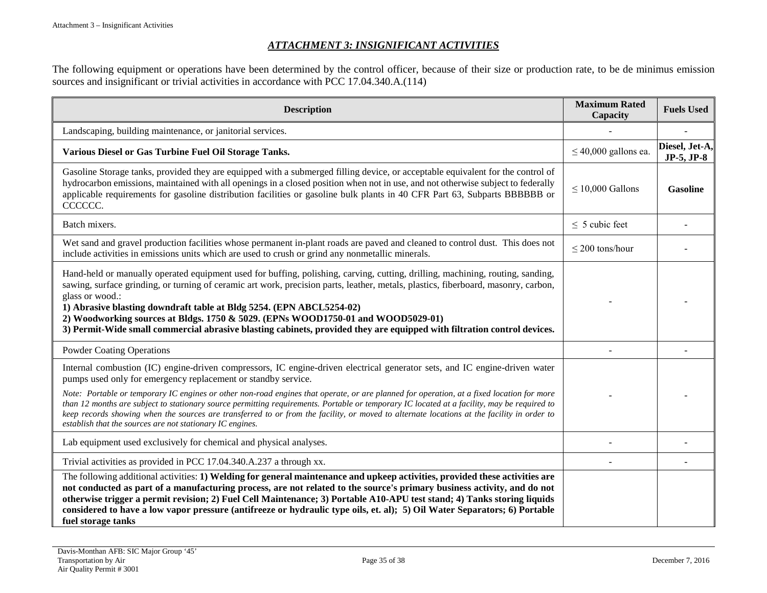## *ATTACHMENT 3: INSIGNIFICANT ACTIVITIES*

The following equipment or operations have been determined by the control officer, because of their size or production rate, to be de minimus emission sources and insignificant or trivial activities in accordance with PCC 17.04.340.A.(114)

| Description | Maximum Rated Capacity | Fuels Used |
|---|---|---|
| Landscaping, building maintenance, or janitorial services. | - | - |
| **Various Diesel or Gas Turbine Fuel Oil Storage Tanks.** | ≤ 40,000 gallons ea. | **Diesel, Jet-A, JP-5, JP-8** |
| Gasoline Storage tanks, provided they are equipped with a submerged filling device, or acceptable equivalent for the control of hydrocarbon emissions, maintained with all openings in a closed position when not in use, and not otherwise subject to federally applicable requirements for gasoline distribution facilities or gasoline bulk plants in 40 CFR Part 63, Subparts BBBBBB or CCCCCC. | ≤ 10,000 Gallons | **Gasoline** |
| Batch mixers. | ≤ 5 cubic feet | - |
| Wet sand and gravel production facilities whose permanent in-plant roads are paved and cleaned to control dust. This does not include activities in emissions units which are used to crush or grind any nonmetallic minerals. | ≤ 200 tons/hour | - |
| Hand-held or manually operated equipment used for buffing, polishing, carving, cutting, drilling, machining, routing, sanding, sawing, surface grinding, or turning of ceramic art work, precision parts, leather, metals, plastics, fiberboard, masonry, carbon, glass or wood.: **1) Abrasive blasting downdraft table at Bldg 5254. (EPN ABCL5254-02)** **2) Woodworking sources at Bldgs. 1750 & 5029. (EPNs WOOD1750-01 and WOOD5029-01)** **3) Permit-Wide small commercial abrasive blasting cabinets, provided they are equipped with filtration control devices.** | - | - |
| Powder Coating Operations | - | - |
| Internal combustion (IC) engine-driven compressors, IC engine-driven electrical generator sets, and IC engine-driven water pumps used only for emergency replacement or standby service. *Note: Portable or temporary IC engines or other non-road engines that operate, or are planned for operation, at a fixed location for more than 12 months are subject to stationary source permitting requirements. Portable or temporary IC located at a facility, may be required to keep records showing when the sources are transferred to or from the facility, or moved to alternate locations at the facility in order to establish that the sources are not stationary IC engines.* | - | - |
| Lab equipment used exclusively for chemical and physical analyses. | - | - |
| Trivial activities as provided in PCC 17.04.340.A.237 a through xx. | - | - |
| The following additional activities: **1) Welding for general maintenance and upkeep activities, provided these activities are not conducted as part of a manufacturing process, are not related to the source's primary business activity, and do not otherwise trigger a permit revision; 2) Fuel Cell Maintenance; 3) Portable A10-APU test stand; 4) Tanks storing liquids considered to have a low vapor pressure (antifreeze or hydraulic type oils, et. al); 5) Oil Water Separators; 6) Portable fuel storage tanks** | | |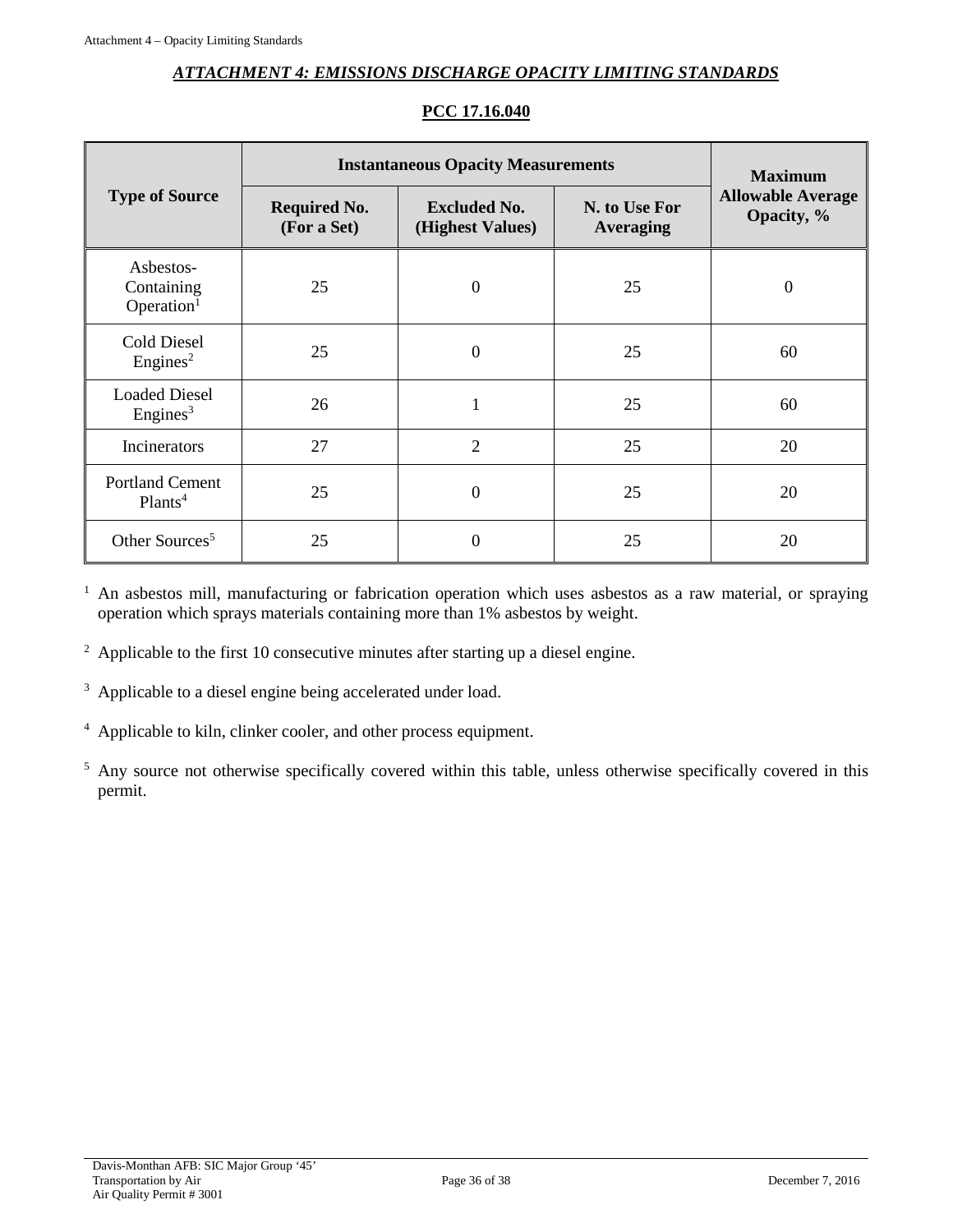## *ATTACHMENT 4: EMISSIONS DISCHARGE OPACITY LIMITING STANDARDS*

**PCC 17.16.040**

| Type of Source | Instantaneous Opacity Measurements | | | Maximum Allowable Average Opacity, % |
|---|---|---|---|---|
| | Required No. (For a Set) | Excluded No. (Highest Values) | N. to Use For Averaging | |
| Asbestos-Containing Operation[1] | 25 | 0 | 25 | 0 |
| Cold Diesel Engines[2] | 25 | 0 | 25 | 60 |
| Loaded Diesel Engines[3] | 26 | 1 | 25 | 60 |
| Incinerators | 27 | 2 | 25 | 20 |
| Portland Cement Plants[4] | 25 | 0 | 25 | 20 |
| Other Sources[5] | 25 | 0 | 25 | 20 |

[1] An asbestos mill, manufacturing or fabrication operation which uses asbestos as a raw material, or spraying operation which sprays materials containing more than 1% asbestos by weight.

[2] Applicable to the first 10 consecutive minutes after starting up a diesel engine.

[3] Applicable to a diesel engine being accelerated under load.

[4] Applicable to kiln, clinker cooler, and other process equipment.

[5] Any source not otherwise specifically covered within this table, unless otherwise specifically covered in this permit.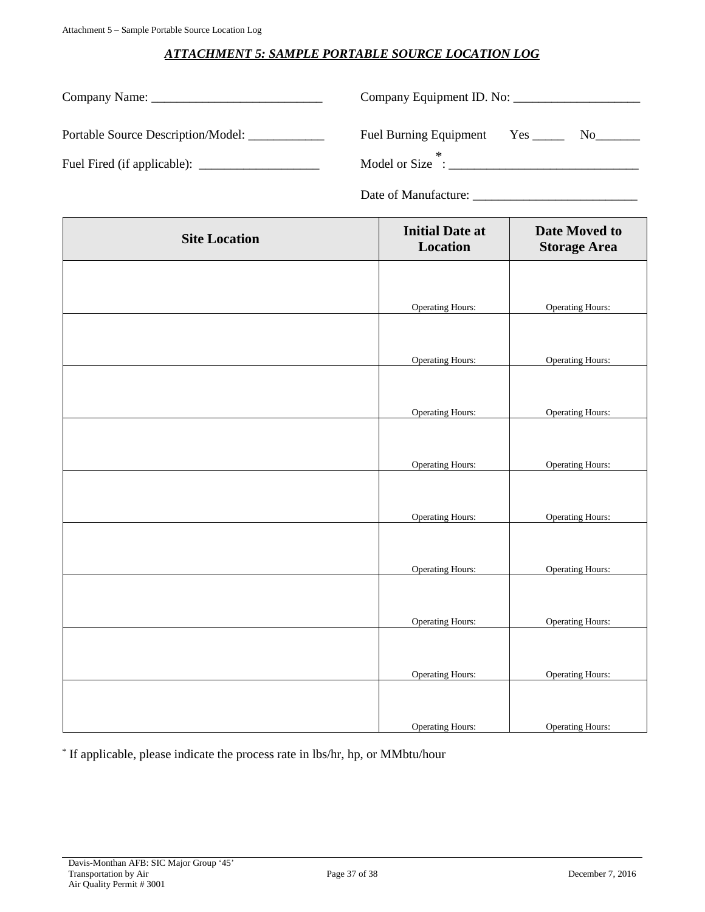## *ATTACHMENT 5: SAMPLE PORTABLE SOURCE LOCATION LOG*

Company Name: ___________________________

Company Equipment ID. No: ___________________

Portable Source Description/Model: ___________

Fuel Burning Equipment Yes _____ No_______

Fuel Fired (if applicable): __________________

Model or Size *: _____________________________

Date of Manufacture: _________________________

| Site Location | Initial Date at Location | Date Moved to Storage Area |
|---|---|---|
| | Operating Hours: | Operating Hours: |
| | Operating Hours: | Operating Hours: |
| | Operating Hours: | Operating Hours: |
| | Operating Hours: | Operating Hours: |
| | Operating Hours: | Operating Hours: |
| | Operating Hours: | Operating Hours: |
| | Operating Hours: | Operating Hours: |
| | Operating Hours: | Operating Hours: |
| | Operating Hours: | Operating Hours: |

* If applicable, please indicate the process rate in lbs/hr, hp, or MMbtu/hour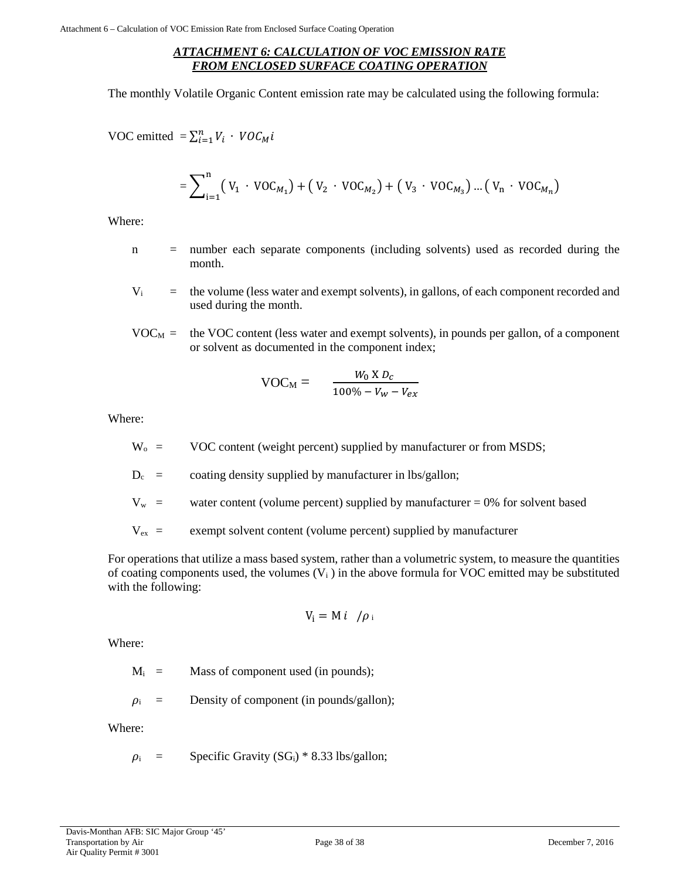## *ATTACHMENT 6: CALCULATION OF VOC EMISSION RATE FROM ENCLOSED SURFACE COATING OPERATION*

The monthly Volatile Organic Content emission rate may be calculated using the following formula:

$$\text{VOC emitted } = \sum_{i=1}^{n} V_i \cdot VOC_M i$$

$$= \sum_{i=1}^{n} \left( V_1 \cdot VOC_{M_1} \right) + \left( V_2 \cdot VOC_{M_2} \right) + \left( V_3 \cdot VOC_{M_3} \right) \ldots \left( V_n \cdot VOC_{M_n} \right)$$

Where:

- $n$ = number each separate components (including solvents) used as recorded during the month.
- $V_i$ = the volume (less water and exempt solvents), in gallons, of each component recorded and used during the month.
- $VOC_M$ = the VOC content (less water and exempt solvents), in pounds per gallon, of a component or solvent as documented in the component index;

$$VOC_M = \frac{W_0 \text{ X } D_c}{100\% - V_w - V_{ex}}$$

Where:

- $W_o$ = VOC content (weight percent) supplied by manufacturer or from MSDS;
- $D_c$ = coating density supplied by manufacturer in lbs/gallon;
- $V_w$ = water content (volume percent) supplied by manufacturer = 0% for solvent based
- $V_{ex}$ = exempt solvent content (volume percent) supplied by manufacturer

For operations that utilize a mass based system, rather than a volumetric system, to measure the quantities of coating components used, the volumes ($V_i$) in the above formula for VOC emitted may be substituted with the following:

$$V_i = M i \;\; / \rho_i$$

Where:

- $M_i$ = Mass of component used (in pounds);
- $\rho_i$ = Density of component (in pounds/gallon);

Where:

- $\rho_i$ = Specific Gravity ($SG_i$) * 8.33 lbs/gallon;